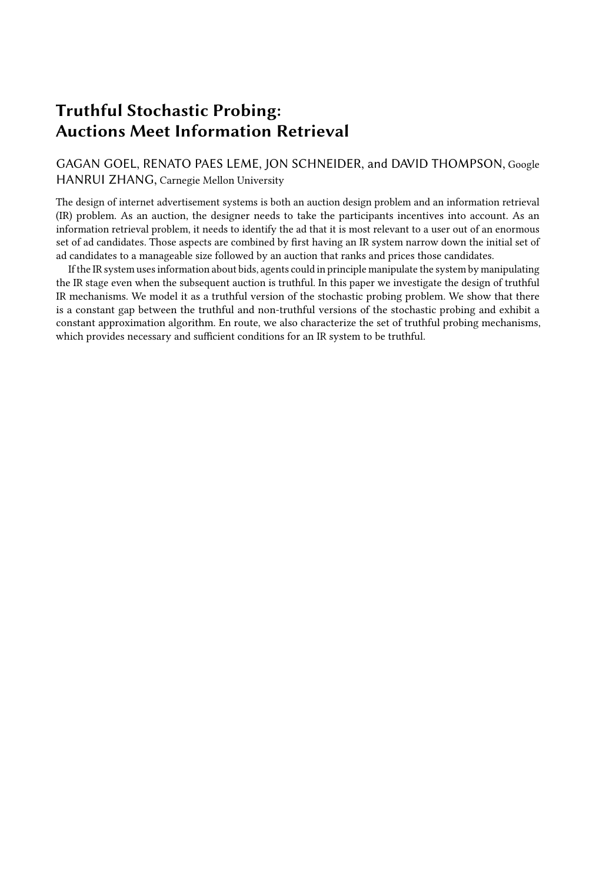# Truthful Stochastic Probing: Auctions Meet Information Retrieval

GAGAN GOEL, RENATO PAES LEME, JON SCHNEIDER, and DAVID THOMPSON, Google
HANRUI ZHANG, Carnegie Mellon University

The design of internet advertisement systems is both an auction design problem and an information retrieval (IR) problem. As an auction, the designer needs to take the participants incentives into account. As an information retrieval problem, it needs to identify the ad that it is most relevant to a user out of an enormous set of ad candidates. Those aspects are combined by first having an IR system narrow down the initial set of ad candidates to a manageable size followed by an auction that ranks and prices those candidates.

If the IR system uses information about bids, agents could in principle manipulate the system by manipulating the IR stage even when the subsequent auction is truthful. In this paper we investigate the design of truthful IR mechanisms. We model it as a truthful version of the stochastic probing problem. We show that there is a constant gap between the truthful and non-truthful versions of the stochastic probing and exhibit a constant approximation algorithm. En route, we also characterize the set of truthful probing mechanisms, which provides necessary and sufficient conditions for an IR system to be truthful.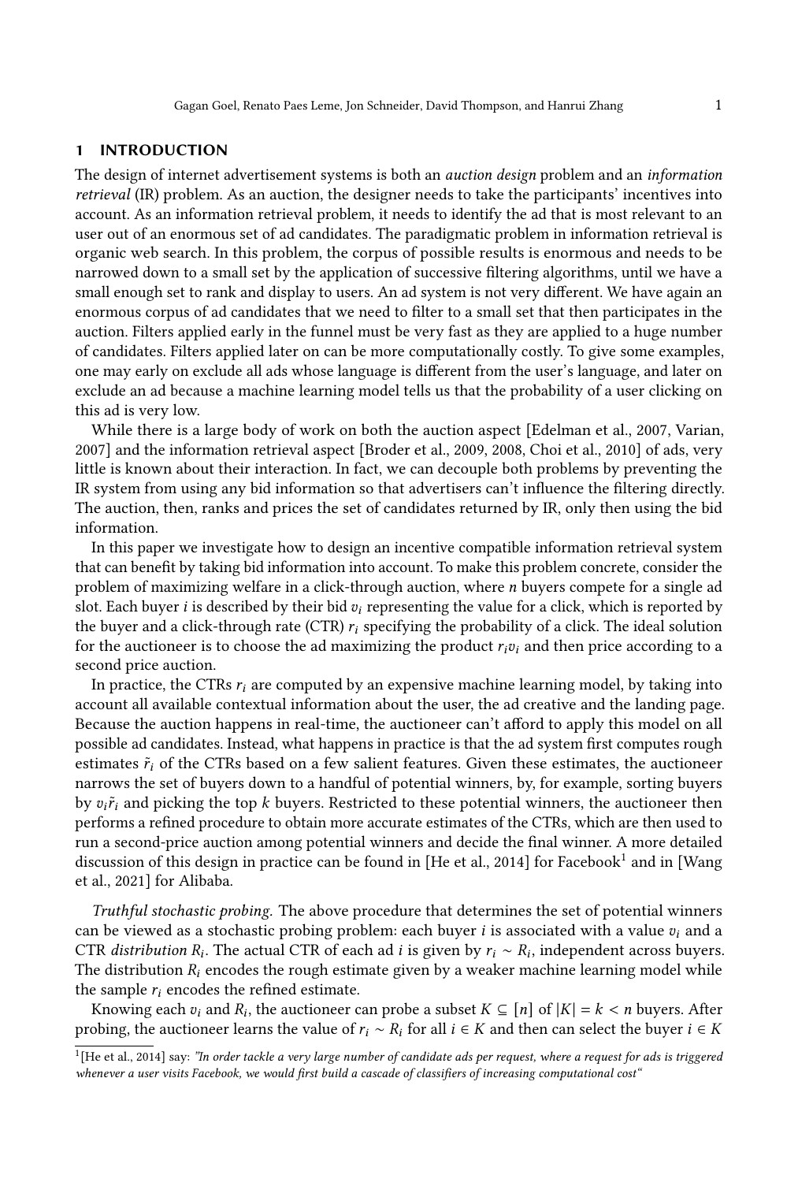## 1 INTRODUCTION

The design of internet advertisement systems is both an *auction design* problem and an *information retrieval* (IR) problem. As an auction, the designer needs to take the participants' incentives into account. As an information retrieval problem, it needs to identify the ad that is most relevant to an user out of an enormous set of ad candidates. The paradigmatic problem in information retrieval is organic web search. In this problem, the corpus of possible results is enormous and needs to be narrowed down to a small set by the application of successive filtering algorithms, until we have a small enough set to rank and display to users. An ad system is not very different. We have again an enormous corpus of ad candidates that we need to filter to a small set that then participates in the auction. Filters applied early in the funnel must be very fast as they are applied to a huge number of candidates. Filters applied later on can be more computationally costly. To give some examples, one may early on exclude all ads whose language is different from the user's language, and later on exclude an ad because a machine learning model tells us that the probability of a user clicking on this ad is very low.

While there is a large body of work on both the auction aspect [Edelman et al., 2007, Varian, 2007] and the information retrieval aspect [Broder et al., 2009, 2008, Choi et al., 2010] of ads, very little is known about their interaction. In fact, we can decouple both problems by preventing the IR system from using any bid information so that advertisers can't influence the filtering directly. The auction, then, ranks and prices the set of candidates returned by IR, only then using the bid information.

In this paper we investigate how to design an incentive compatible information retrieval system that can benefit by taking bid information into account. To make this problem concrete, consider the problem of maximizing welfare in a click-through auction, where $n$ buyers compete for a single ad slot. Each buyer $i$ is described by their bid $v_i$ representing the value for a click, which is reported by the buyer and a click-through rate (CTR) $r_i$ specifying the probability of a click. The ideal solution for the auctioneer is to choose the ad maximizing the product $r_i v_i$ and then price according to a second price auction.

In practice, the CTRs $r_i$ are computed by an expensive machine learning model, by taking into account all available contextual information about the user, the ad creative and the landing page. Because the auction happens in real-time, the auctioneer can't afford to apply this model on all possible ad candidates. Instead, what happens in practice is that the ad system first computes rough estimates $\tilde{r}_i$ of the CTRs based on a few salient features. Given these estimates, the auctioneer narrows the set of buyers down to a handful of potential winners, by, for example, sorting buyers by $v_i \tilde{r}_i$ and picking the top $k$ buyers. Restricted to these potential winners, the auctioneer then performs a refined procedure to obtain more accurate estimates of the CTRs, which are then used to run a second-price auction among potential winners and decide the final winner. A more detailed discussion of this design in practice can be found in [He et al., 2014] for Facebook[1] and in [Wang et al., 2021] for Alibaba.

*Truthful stochastic probing.* The above procedure that determines the set of potential winners can be viewed as a stochastic probing problem: each buyer $i$ is associated with a value $v_i$ and a CTR *distribution* $R_i$. The actual CTR of each ad $i$ is given by $r_i \sim R_i$, independent across buyers. The distribution $R_i$ encodes the rough estimate given by a weaker machine learning model while the sample $r_i$ encodes the refined estimate.

Knowing each $v_i$ and $R_i$, the auctioneer can probe a subset $K \subseteq [n]$ of $|K| = k < n$ buyers. After probing, the auctioneer learns the value of $r_i \sim R_i$ for all $i \in K$ and then can select the buyer $i \in K$

[1] [He et al., 2014] say: *"In order tackle a very large number of candidate ads per request, where a request for ads is triggered whenever a user visits Facebook, we would first build a cascade of classifiers of increasing computational cost"*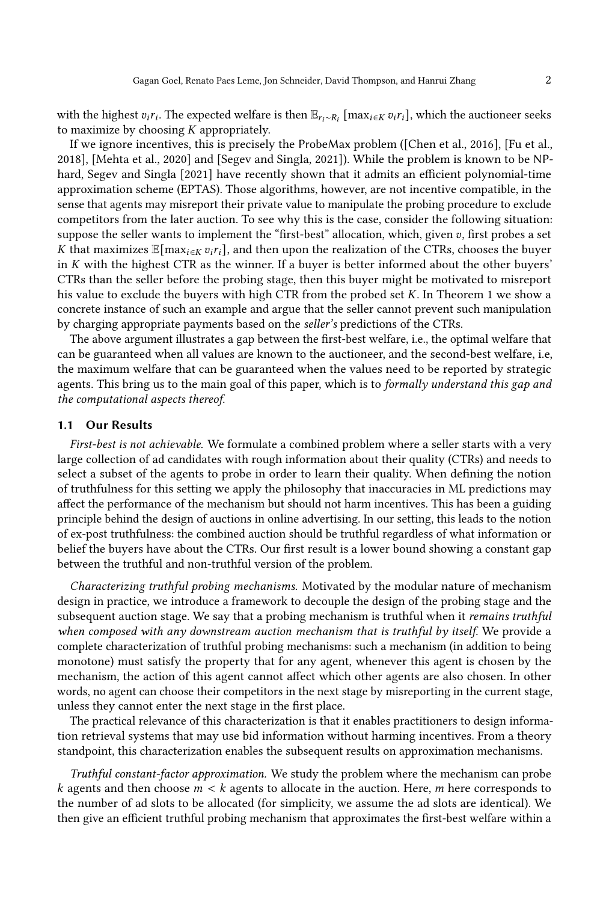with the highest $v_i r_i$. The expected welfare is then $\mathbb{E}_{r_i \sim R_i} [\max_{i \in K} v_i r_i]$, which the auctioneer seeks to maximize by choosing $K$ appropriately.

If we ignore incentives, this is precisely the ProbeMax problem ([Chen et al., 2016], [Fu et al., 2018], [Mehta et al., 2020] and [Segev and Singla, 2021]). While the problem is known to be NP-hard, Segev and Singla [2021] have recently shown that it admits an efficient polynomial-time approximation scheme (EPTAS). Those algorithms, however, are not incentive compatible, in the sense that agents may misreport their private value to manipulate the probing procedure to exclude competitors from the later auction. To see why this is the case, consider the following situation: suppose the seller wants to implement the "first-best" allocation, which, given $v$, first probes a set $K$ that maximizes $\mathbb{E}[\max_{i \in K} v_i r_i]$, and then upon the realization of the CTRs, chooses the buyer in $K$ with the highest CTR as the winner. If a buyer is better informed about the other buyers' CTRs than the seller before the probing stage, then this buyer might be motivated to misreport his value to exclude the buyers with high CTR from the probed set $K$. In Theorem 1 we show a concrete instance of such an example and argue that the seller cannot prevent such manipulation by charging appropriate payments based on the *seller's* predictions of the CTRs.

The above argument illustrates a gap between the first-best welfare, i.e., the optimal welfare that can be guaranteed when all values are known to the auctioneer, and the second-best welfare, i.e, the maximum welfare that can be guaranteed when the values need to be reported by strategic agents. This bring us to the main goal of this paper, which is to *formally understand this gap and the computational aspects thereof.*

### 1.1 Our Results

*First-best is not achievable.* We formulate a combined problem where a seller starts with a very large collection of ad candidates with rough information about their quality (CTRs) and needs to select a subset of the agents to probe in order to learn their quality. When defining the notion of truthfulness for this setting we apply the philosophy that inaccuracies in ML predictions may affect the performance of the mechanism but should not harm incentives. This has been a guiding principle behind the design of auctions in online advertising. In our setting, this leads to the notion of ex-post truthfulness: the combined auction should be truthful regardless of what information or belief the buyers have about the CTRs. Our first result is a lower bound showing a constant gap between the truthful and non-truthful version of the problem.

*Characterizing truthful probing mechanisms.* Motivated by the modular nature of mechanism design in practice, we introduce a framework to decouple the design of the probing stage and the subsequent auction stage. We say that a probing mechanism is truthful when it *remains truthful when composed with any downstream auction mechanism that is truthful by itself.* We provide a complete characterization of truthful probing mechanisms: such a mechanism (in addition to being monotone) must satisfy the property that for any agent, whenever this agent is chosen by the mechanism, the action of this agent cannot affect which other agents are also chosen. In other words, no agent can choose their competitors in the next stage by misreporting in the current stage, unless they cannot enter the next stage in the first place.

The practical relevance of this characterization is that it enables practitioners to design information retrieval systems that may use bid information without harming incentives. From a theory standpoint, this characterization enables the subsequent results on approximation mechanisms.

*Truthful constant-factor approximation.* We study the problem where the mechanism can probe $k$ agents and then choose $m < k$ agents to allocate in the auction. Here, $m$ here corresponds to the number of ad slots to be allocated (for simplicity, we assume the ad slots are identical). We then give an efficient truthful probing mechanism that approximates the first-best welfare within a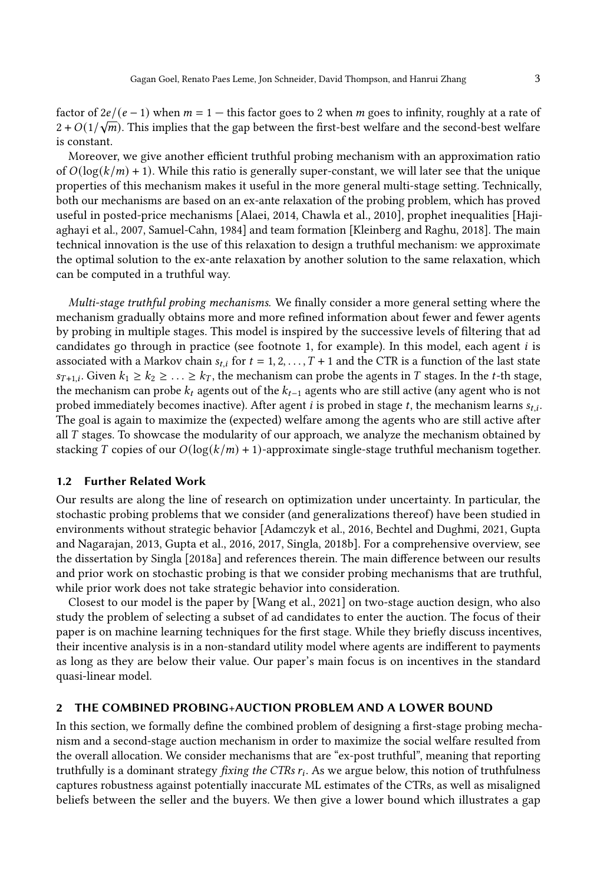factor of $2e/(e-1)$ when $m = 1$ — this factor goes to 2 when $m$ goes to infinity, roughly at a rate of $2 + O(1/\sqrt{m})$. This implies that the gap between the first-best welfare and the second-best welfare is constant.

Moreover, we give another efficient truthful probing mechanism with an approximation ratio of $O(\log(k/m) + 1)$. While this ratio is generally super-constant, we will later see that the unique properties of this mechanism makes it useful in the more general multi-stage setting. Technically, both our mechanisms are based on an ex-ante relaxation of the probing problem, which has proved useful in posted-price mechanisms [Alaei, 2014, Chawla et al., 2010], prophet inequalities [Hajiaghayi et al., 2007, Samuel-Cahn, 1984] and team formation [Kleinberg and Raghu, 2018]. The main technical innovation is the use of this relaxation to design a truthful mechanism: we approximate the optimal solution to the ex-ante relaxation by another solution to the same relaxation, which can be computed in a truthful way.

*Multi-stage truthful probing mechanisms.* We finally consider a more general setting where the mechanism gradually obtains more and more refined information about fewer and fewer agents by probing in multiple stages. This model is inspired by the successive levels of filtering that ad candidates go through in practice (see footnote 1, for example). In this model, each agent $i$ is associated with a Markov chain $s_{t,i}$ for $t = 1, 2, \ldots, T+1$ and the CTR is a function of the last state $s_{T+1,i}$. Given $k_1 \geq k_2 \geq \ldots \geq k_T$, the mechanism can probe the agents in $T$ stages. In the $t$-th stage, the mechanism can probe $k_t$ agents out of the $k_{t-1}$ agents who are still active (any agent who is not probed immediately becomes inactive). After agent $i$ is probed in stage $t$, the mechanism learns $s_{t,i}$. The goal is again to maximize the (expected) welfare among the agents who are still active after all $T$ stages. To showcase the modularity of our approach, we analyze the mechanism obtained by stacking $T$ copies of our $O(\log(k/m) + 1)$-approximate single-stage truthful mechanism together.

### 1.2 Further Related Work

Our results are along the line of research on optimization under uncertainty. In particular, the stochastic probing problems that we consider (and generalizations thereof) have been studied in environments without strategic behavior [Adamczyk et al., 2016, Bechtel and Dughmi, 2021, Gupta and Nagarajan, 2013, Gupta et al., 2016, 2017, Singla, 2018b]. For a comprehensive overview, see the dissertation by Singla [2018a] and references therein. The main difference between our results and prior work on stochastic probing is that we consider probing mechanisms that are truthful, while prior work does not take strategic behavior into consideration.

Closest to our model is the paper by [Wang et al., 2021] on two-stage auction design, who also study the problem of selecting a subset of ad candidates to enter the auction. The focus of their paper is on machine learning techniques for the first stage. While they briefly discuss incentives, their incentive analysis is in a non-standard utility model where agents are indifferent to payments as long as they are below their value. Our paper's main focus is on incentives in the standard quasi-linear model.

## 2 THE COMBINED PROBING+AUCTION PROBLEM AND A LOWER BOUND

In this section, we formally define the combined problem of designing a first-stage probing mechanism and a second-stage auction mechanism in order to maximize the social welfare resulted from the overall allocation. We consider mechanisms that are "ex-post truthful", meaning that reporting truthfully is a dominant strategy *fixing the CTRs $r_i$*. As we argue below, this notion of truthfulness captures robustness against potentially inaccurate ML estimates of the CTRs, as well as misaligned beliefs between the seller and the buyers. We then give a lower bound which illustrates a gap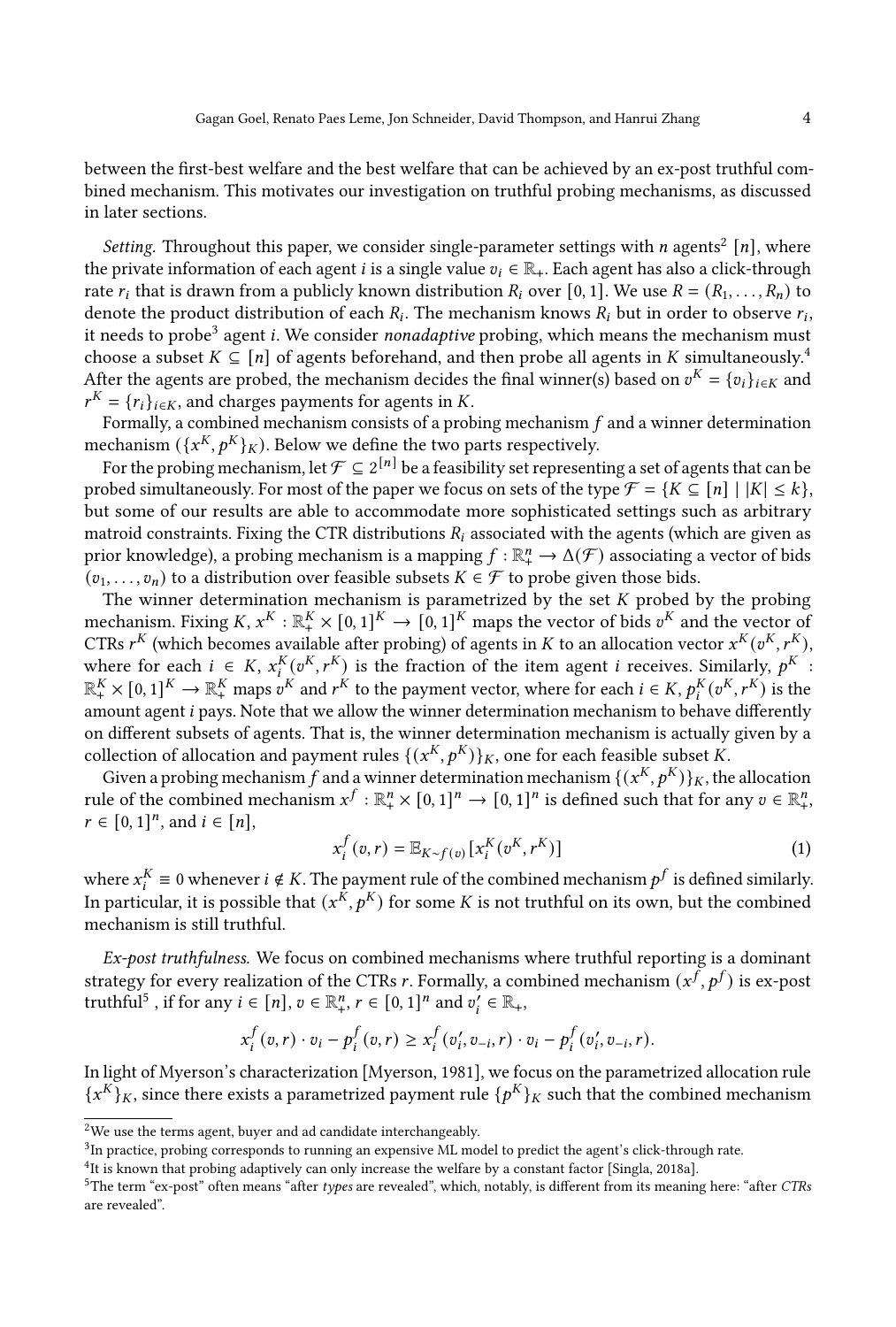between the first-best welfare and the best welfare that can be achieved by an ex-post truthful combined mechanism. This motivates our investigation on truthful probing mechanisms, as discussed in later sections.

*Setting.* Throughout this paper, we consider single-parameter settings with $n$ agents[2] $[n]$, where the private information of each agent $i$ is a single value $v_i \in \mathbb{R}_+$. Each agent has also a click-through rate $r_i$ that is drawn from a publicly known distribution $R_i$ over $[0, 1]$. We use $R = (R_1, \dots, R_n)$ to denote the product distribution of each $R_i$. The mechanism knows $R_i$ but in order to observe $r_i$, it needs to probe[3] agent $i$. We consider *nonadaptive* probing, which means the mechanism must choose a subset $K \subseteq [n]$ of agents beforehand, and then probe all agents in $K$ simultaneously.[4] After the agents are probed, the mechanism decides the final winner(s) based on $v^K = \{v_i\}_{i \in K}$ and $r^K = \{r_i\}_{i \in K}$, and charges payments for agents in $K$.

Formally, a combined mechanism consists of a probing mechanism $f$ and a winner determination mechanism $(\{x^K, p^K\}_K)$. Below we define the two parts respectively.

For the probing mechanism, let $\mathcal{F} \subseteq 2^{[n]}$ be a feasibility set representing a set of agents that can be probed simultaneously. For most of the paper we focus on sets of the type $\mathcal{F} = \{K \subseteq [n] \mid |K| \leq k\}$, but some of our results are able to accommodate more sophisticated settings such as arbitrary matroid constraints. Fixing the CTR distributions $R_i$ associated with the agents (which are given as prior knowledge), a probing mechanism is a mapping $f : \mathbb{R}_+^n \to \Delta(\mathcal{F})$ associating a vector of bids $(v_1, \dots, v_n)$ to a distribution over feasible subsets $K \in \mathcal{F}$ to probe given those bids.

The winner determination mechanism is parametrized by the set $K$ probed by the probing mechanism. Fixing $K$, $x^K : \mathbb{R}_+^K \times [0, 1]^K \to [0, 1]^K$ maps the vector of bids $v^K$ and the vector of CTRs $r^K$ (which becomes available after probing) of agents in $K$ to an allocation vector $x^K(v^K, r^K)$, where for each $i \in K$, $x_i^K(v^K, r^K)$ is the fraction of the item agent $i$ receives. Similarly, $p^K : \mathbb{R}_+^K \times [0, 1]^K \to \mathbb{R}_+^K$ maps $v^K$ and $r^K$ to the payment vector, where for each $i \in K$, $p_i^K(v^K, r^K)$ is the amount agent $i$ pays. Note that we allow the winner determination mechanism to behave differently on different subsets of agents. That is, the winner determination mechanism is actually given by a collection of allocation and payment rules $\{(x^K, p^K)\}_K$, one for each feasible subset $K$.

Given a probing mechanism $f$ and a winner determination mechanism $\{(x^K, p^K)\}_K$, the allocation rule of the combined mechanism $x^f : \mathbb{R}_+^n \times [0, 1]^n \to [0, 1]^n$ is defined such that for any $v \in \mathbb{R}_+^n$, $r \in [0, 1]^n$, and $i \in [n]$,

$$x_i^f(v, r) = \mathbb{E}_{K \sim f(v)}[x_i^K(v^K, r^K)] \tag{1}$$

where $x_i^K \equiv 0$ whenever $i \notin K$. The payment rule of the combined mechanism $p^f$ is defined similarly. In particular, it is possible that $(x^K, p^K)$ for some $K$ is not truthful on its own, but the combined mechanism is still truthful.

*Ex-post truthfulness.* We focus on combined mechanisms where truthful reporting is a dominant strategy for every realization of the CTRs $r$. Formally, a combined mechanism $(x^f, p^f)$ is ex-post truthful[5] , if for any $i \in [n]$, $v \in \mathbb{R}_+^n$, $r \in [0, 1]^n$ and $v_i' \in \mathbb{R}_+$,

$$x_i^f(v, r) \cdot v_i - p_i^f(v, r) \geq x_i^f(v_i', v_{-i}, r) \cdot v_i - p_i^f(v_i', v_{-i}, r).$$

In light of Myerson's characterization [Myerson, 1981], we focus on the parametrized allocation rule $\{x^K\}_K$, since there exists a parametrized payment rule $\{p^K\}_K$ such that the combined mechanism

---

[2] We use the terms agent, buyer and ad candidate interchangeably.

[3] In practice, probing corresponds to running an expensive ML model to predict the agent's click-through rate.

[4] It is known that probing adaptively can only increase the welfare by a constant factor [Singla, 2018a].

[5] The term "ex-post" often means "after *types* are revealed", which, notably, is different from its meaning here: "after *CTRs* are revealed".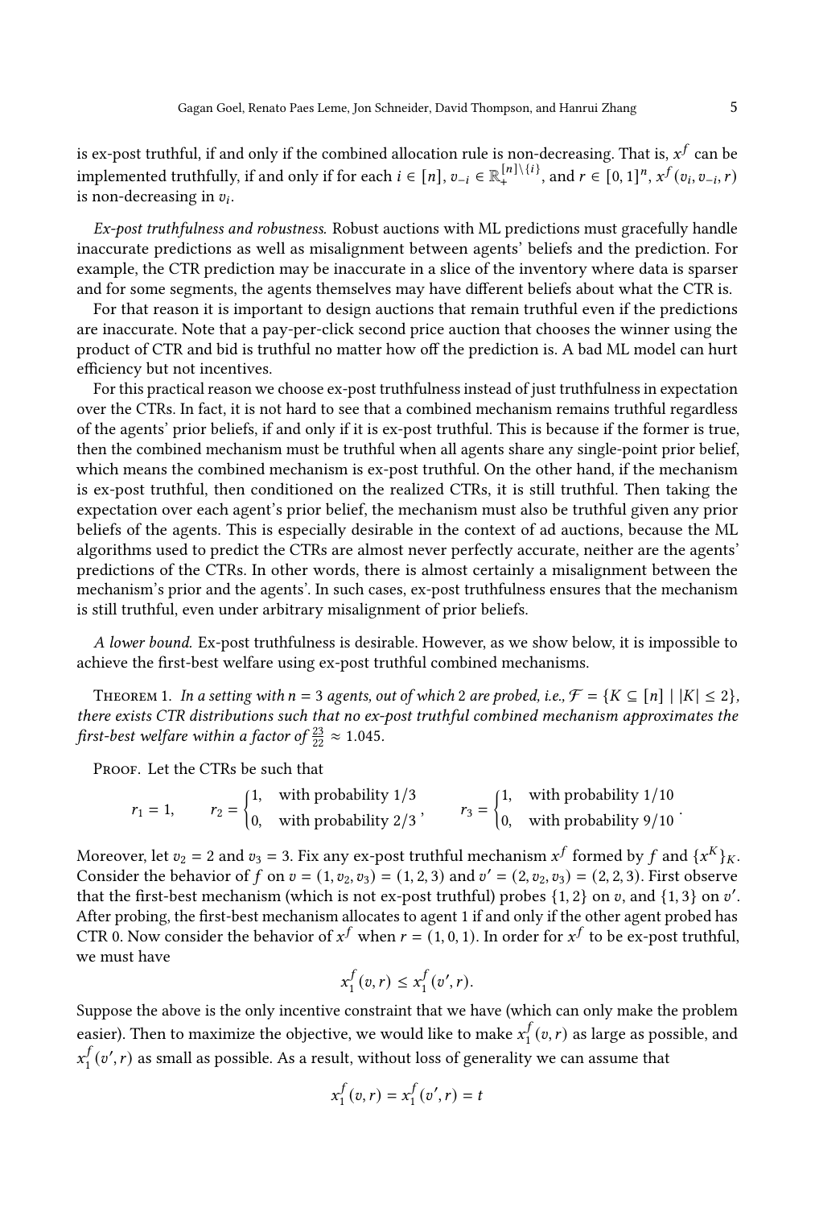is ex-post truthful, if and only if the combined allocation rule is non-decreasing. That is, $x^f$ can be implemented truthfully, if and only if for each $i \in [n]$, $v_{-i} \in \mathbb{R}_+^{[n]\setminus\{i\}}$, and $r \in [0,1]^n$, $x^f(v_i, v_{-i}, r)$ is non-decreasing in $v_i$.

*Ex-post truthfulness and robustness.* Robust auctions with ML predictions must gracefully handle inaccurate predictions as well as misalignment between agents' beliefs and the prediction. For example, the CTR prediction may be inaccurate in a slice of the inventory where data is sparser and for some segments, the agents themselves may have different beliefs about what the CTR is.

For that reason it is important to design auctions that remain truthful even if the predictions are inaccurate. Note that a pay-per-click second price auction that chooses the winner using the product of CTR and bid is truthful no matter how off the prediction is. A bad ML model can hurt efficiency but not incentives.

For this practical reason we choose ex-post truthfulness instead of just truthfulness in expectation over the CTRs. In fact, it is not hard to see that a combined mechanism remains truthful regardless of the agents' prior beliefs, if and only if it is ex-post truthful. This is because if the former is true, then the combined mechanism must be truthful when all agents share any single-point prior belief, which means the combined mechanism is ex-post truthful. On the other hand, if the mechanism is ex-post truthful, then conditioned on the realized CTRs, it is still truthful. Then taking the expectation over each agent's prior belief, the mechanism must also be truthful given any prior beliefs of the agents. This is especially desirable in the context of ad auctions, because the ML algorithms used to predict the CTRs are almost never perfectly accurate, neither are the agents' predictions of the CTRs. In other words, there is almost certainly a misalignment between the mechanism's prior and the agents'. In such cases, ex-post truthfulness ensures that the mechanism is still truthful, even under arbitrary misalignment of prior beliefs.

*A lower bound.* Ex-post truthfulness is desirable. However, as we show below, it is impossible to achieve the first-best welfare using ex-post truthful combined mechanisms.

Theorem 1. *In a setting with $n = 3$ agents, out of which 2 are probed, i.e., $\mathcal{F} = \{K \subseteq [n] \mid |K| \leq 2\}$, there exists CTR distributions such that no ex-post truthful combined mechanism approximates the first-best welfare within a factor of $\frac{23}{22} \approx 1.045$.*

Proof. Let the CTRs be such that

$$r_1 = 1, \qquad r_2 = \begin{cases} 1, & \text{with probability } 1/3 \\ 0, & \text{with probability } 2/3 \end{cases}, \qquad r_3 = \begin{cases} 1, & \text{with probability } 1/10 \\ 0, & \text{with probability } 9/10 \end{cases}.$$

Moreover, let $v_2 = 2$ and $v_3 = 3$. Fix any ex-post truthful mechanism $x^f$ formed by $f$ and $\{x^K\}_K$. Consider the behavior of $f$ on $v = (1, v_2, v_3) = (1, 2, 3)$ and $v' = (2, v_2, v_3) = (2, 2, 3)$. First observe that the first-best mechanism (which is not ex-post truthful) probes $\{1, 2\}$ on $v$, and $\{1, 3\}$ on $v'$. After probing, the first-best mechanism allocates to agent 1 if and only if the other agent probed has CTR 0. Now consider the behavior of $x^f$ when $r = (1, 0, 1)$. In order for $x^f$ to be ex-post truthful, we must have

$$x_1^f(v, r) \leq x_1^f(v', r).$$

Suppose the above is the only incentive constraint that we have (which can only make the problem easier). Then to maximize the objective, we would like to make $x_1^f(v, r)$ as large as possible, and $x_1^f(v', r)$ as small as possible. As a result, without loss of generality we can assume that

$$x_1^f(v, r) = x_1^f(v', r) = t$$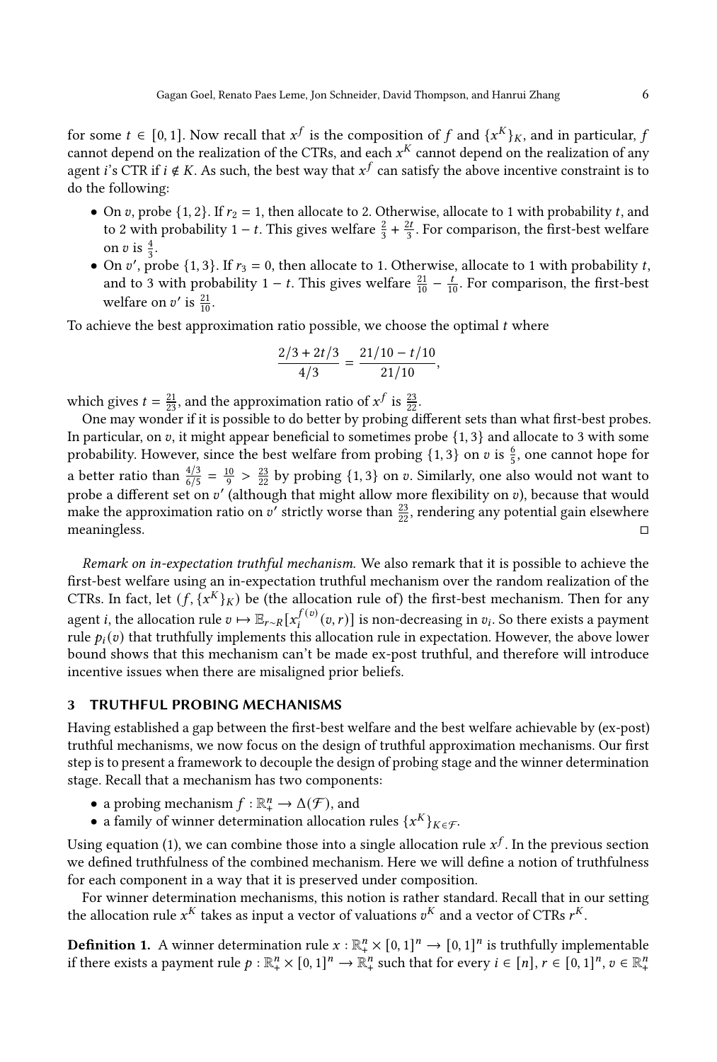for some $t \in [0, 1]$. Now recall that $x^f$ is the composition of $f$ and $\{x^K\}_K$, and in particular, $f$ cannot depend on the realization of the CTRs, and each $x^K$ cannot depend on the realization of any agent $i$'s CTR if $i \notin K$. As such, the best way that $x^f$ can satisfy the above incentive constraint is to do the following:

- On $v$, probe $\{1, 2\}$. If $r_2 = 1$, then allocate to 2. Otherwise, allocate to 1 with probability $t$, and to 2 with probability $1 - t$. This gives welfare $\frac{2}{3} + \frac{2t}{3}$. For comparison, the first-best welfare on $v$ is $\frac{4}{3}$.
- On $v'$, probe $\{1, 3\}$. If $r_3 = 0$, then allocate to 1. Otherwise, allocate to 1 with probability $t$, and to 3 with probability $1 - t$. This gives welfare $\frac{21}{10} - \frac{t}{10}$. For comparison, the first-best welfare on $v'$ is $\frac{21}{10}$.

To achieve the best approximation ratio possible, we choose the optimal $t$ where

$$\frac{2/3 + 2t/3}{4/3} = \frac{21/10 - t/10}{21/10},$$

which gives $t = \frac{21}{23}$, and the approximation ratio of $x^f$ is $\frac{23}{22}$.

One may wonder if it is possible to do better by probing different sets than what first-best probes. In particular, on $v$, it might appear beneficial to sometimes probe $\{1, 3\}$ and allocate to 3 with some probability. However, since the best welfare from probing $\{1, 3\}$ on $v$ is $\frac{6}{5}$, one cannot hope for a better ratio than $\frac{4/3}{6/5} = \frac{10}{9} > \frac{23}{22}$ by probing $\{1, 3\}$ on $v$. Similarly, one also would not want to probe a different set on $v'$ (although that might allow more flexibility on $v$), because that would make the approximation ratio on $v'$ strictly worse than $\frac{23}{22}$, rendering any potential gain elsewhere meaningless. □

*Remark on in-expectation truthful mechanism.* We also remark that it is possible to achieve the first-best welfare using an in-expectation truthful mechanism over the random realization of the CTRs. In fact, let $(f, \{x^K\}_K)$ be (the allocation rule of) the first-best mechanism. Then for any agent $i$, the allocation rule $v \mapsto \mathbb{E}_{r \sim R}[x_i^{f(v)}(v, r)]$ is non-decreasing in $v_i$. So there exists a payment rule $p_i(v)$ that truthfully implements this allocation rule in expectation. However, the above lower bound shows that this mechanism can't be made ex-post truthful, and therefore will introduce incentive issues when there are misaligned prior beliefs.

## 3 TRUTHFUL PROBING MECHANISMS

Having established a gap between the first-best welfare and the best welfare achievable by (ex-post) truthful mechanisms, we now focus on the design of truthful approximation mechanisms. Our first step is to present a framework to decouple the design of probing stage and the winner determination stage. Recall that a mechanism has two components:

- a probing mechanism $f : \mathbb{R}_+^n \to \Delta(\mathcal{F})$, and
- a family of winner determination allocation rules $\{x^K\}_{K \in \mathcal{F}}$.

Using equation (1), we can combine those into a single allocation rule $x^f$. In the previous section we defined truthfulness of the combined mechanism. Here we will define a notion of truthfulness for each component in a way that it is preserved under composition.

For winner determination mechanisms, this notion is rather standard. Recall that in our setting the allocation rule $x^K$ takes as input a vector of valuations $v^K$ and a vector of CTRs $r^K$.

**Definition 1.** A winner determination rule $x : \mathbb{R}_+^n \times [0, 1]^n \to [0, 1]^n$ is truthfully implementable if there exists a payment rule $p : \mathbb{R}_+^n \times [0, 1]^n \to \mathbb{R}_+^n$ such that for every $i \in [n]$, $r \in [0, 1]^n$, $v \in \mathbb{R}_+^n$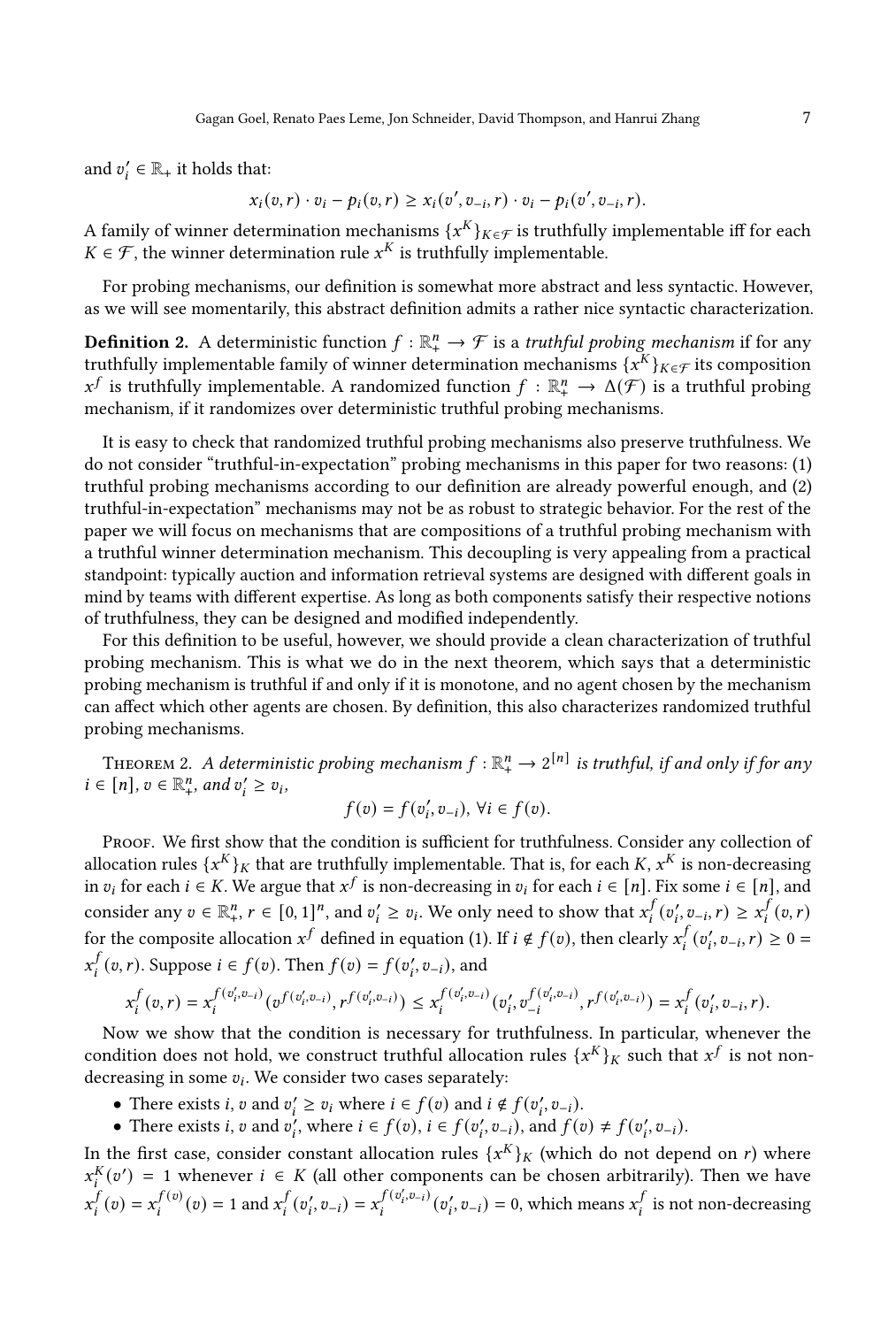and $v_i' \in \mathbb{R}_+$ it holds that:

$$x_i(v,r) \cdot v_i - p_i(v,r) \geq x_i(v', v_{-i}, r) \cdot v_i - p_i(v', v_{-i}, r).$$

A family of winner determination mechanisms $\{x^K\}_{K \in \mathcal{F}}$ is truthfully implementable iff for each $K \in \mathcal{F}$, the winner determination rule $x^K$ is truthfully implementable.

For probing mechanisms, our definition is somewhat more abstract and less syntactic. However, as we will see momentarily, this abstract definition admits a rather nice syntactic characterization.

**Definition 2.** A deterministic function $f : \mathbb{R}_+^n \to \mathcal{F}$ is a *truthful probing mechanism* if for any truthfully implementable family of winner determination mechanisms $\{x^K\}_{K \in \mathcal{F}}$ its composition $x^f$ is truthfully implementable. A randomized function $f : \mathbb{R}_+^n \to \Delta(\mathcal{F})$ is a truthful probing mechanism, if it randomizes over deterministic truthful probing mechanisms.

It is easy to check that randomized truthful probing mechanisms also preserve truthfulness. We do not consider "truthful-in-expectation" probing mechanisms in this paper for two reasons: (1) truthful probing mechanisms according to our definition are already powerful enough, and (2) truthful-in-expectation" mechanisms may not be as robust to strategic behavior. For the rest of the paper we will focus on mechanisms that are compositions of a truthful probing mechanism with a truthful winner determination mechanism. This decoupling is very appealing from a practical standpoint: typically auction and information retrieval systems are designed with different goals in mind by teams with different expertise. As long as both components satisfy their respective notions of truthfulness, they can be designed and modified independently.

For this definition to be useful, however, we should provide a clean characterization of truthful probing mechanism. This is what we do in the next theorem, which says that a deterministic probing mechanism is truthful if and only if it is monotone, and no agent chosen by the mechanism can affect which other agents are chosen. By definition, this also characterizes randomized truthful probing mechanisms.

Theorem 2. *A deterministic probing mechanism $f : \mathbb{R}_+^n \to 2^{[n]}$ is truthful, if and only if for any $i \in [n]$, $v \in \mathbb{R}_+^n$, and $v_i' \geq v_i$,*

$$f(v) = f(v_i', v_{-i}), \ \forall i \in f(v).$$

Proof. We first show that the condition is sufficient for truthfulness. Consider any collection of allocation rules $\{x^K\}_K$ that are truthfully implementable. That is, for each $K$, $x^K$ is non-decreasing in $v_i$ for each $i \in K$. We argue that $x^f$ is non-decreasing in $v_i$ for each $i \in [n]$. Fix some $i \in [n]$, and consider any $v \in \mathbb{R}_+^n$, $r \in [0,1]^n$, and $v_i' \geq v_i$. We only need to show that $x_i^f(v_i', v_{-i}, r) \geq x_i^f(v, r)$ for the composite allocation $x^f$ defined in equation (1). If $i \notin f(v)$, then clearly $x_i^f(v_i', v_{-i}, r) \geq 0 = x_i^f(v, r)$. Suppose $i \in f(v)$. Then $f(v) = f(v_i', v_{-i})$, and

$$x_i^f(v,r) = x_i^{f(v_i', v_{-i})}(v^{f(v_i', v_{-i})}, r^{f(v_i', v_{-i})}) \leq x_i^{f(v_i', v_{-i})}(v_i', v_{-i}^{f(v_i', v_{-i})}, r^{f(v_i', v_{-i})}) = x_i^f(v_i', v_{-i}, r).$$

Now we show that the condition is necessary for truthfulness. In particular, whenever the condition does not hold, we construct truthful allocation rules $\{x^K\}_K$ such that $x^f$ is not non-decreasing in some $v_i$. We consider two cases separately:

- There exists $i$, $v$ and $v_i' \geq v_i$ where $i \in f(v)$ and $i \notin f(v_i', v_{-i})$.
- There exists $i$, $v$ and $v_i'$, where $i \in f(v)$, $i \in f(v_i', v_{-i})$, and $f(v) \neq f(v_i', v_{-i})$.

In the first case, consider constant allocation rules $\{x^K\}_K$ (which do not depend on $r$) where $x_i^K(v') = 1$ whenever $i \in K$ (all other components can be chosen arbitrarily). Then we have $x_i^f(v) = x_i^{f(v)}(v) = 1$ and $x_i^f(v_i', v_{-i}) = x_i^{f(v_i', v_{-i})}(v_i', v_{-i}) = 0$, which means $x_i^f$ is not non-decreasing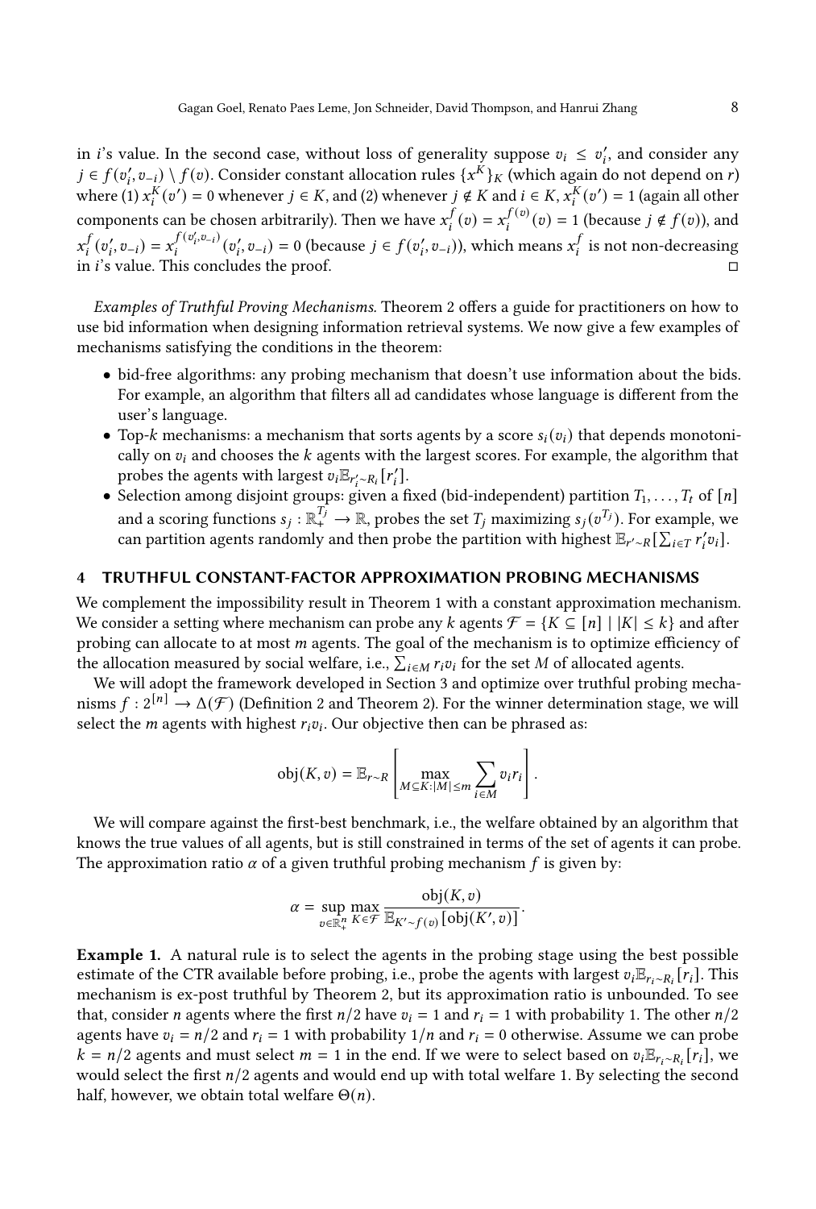in $i$'s value. In the second case, without loss of generality suppose $v_i \le v_i'$, and consider any $j \in f(v_i', v_{-i}) \setminus f(v)$. Consider constant allocation rules $\{x^K\}_K$ (which again do not depend on $r$) where (1) $x_i^K(v') = 0$ whenever $j \in K$, and (2) whenever $j \notin K$ and $i \in K$, $x_i^K(v') = 1$ (again all other components can be chosen arbitrarily). Then we have $x_i^f(v) = x_i^{f(v)}(v) = 1$ (because $j \notin f(v)$), and $x_i^f(v_i', v_{-i}) = x_i^{f(v_i', v_{-i})}(v_i', v_{-i}) = 0$ (because $j \in f(v_i', v_{-i})$), which means $x_i^f$ is not non-decreasing in $i$'s value. This concludes the proof. □

*Examples of Truthful Proving Mechanisms.* Theorem 2 offers a guide for practitioners on how to use bid information when designing information retrieval systems. We now give a few examples of mechanisms satisfying the conditions in the theorem:

- bid-free algorithms: any probing mechanism that doesn't use information about the bids. For example, an algorithm that filters all ad candidates whose language is different from the user's language.
- Top-$k$ mechanisms: a mechanism that sorts agents by a score $s_i(v_i)$ that depends monotonically on $v_i$ and chooses the $k$ agents with the largest scores. For example, the algorithm that probes the agents with largest $v_i \mathbb{E}_{r_i' \sim R_i}[r_i']$.
- Selection among disjoint groups: given a fixed (bid-independent) partition $T_1, \dots, T_t$ of $[n]$ and a scoring functions $s_j : \mathbb{R}_+^{T_j} \to \mathbb{R}$, probes the set $T_j$ maximizing $s_j(v^{T_j})$. For example, we can partition agents randomly and then probe the partition with highest $\mathbb{E}_{r' \sim R}[\sum_{i \in T} r_i' v_i]$.

## 4 TRUTHFUL CONSTANT-FACTOR APPROXIMATION PROBING MECHANISMS

We complement the impossibility result in Theorem 1 with a constant approximation mechanism. We consider a setting where mechanism can probe any $k$ agents $\mathcal{F} = \{K \subseteq [n] \mid |K| \le k\}$ and after probing can allocate to at most $m$ agents. The goal of the mechanism is to optimize efficiency of the allocation measured by social welfare, i.e., $\sum_{i \in M} r_i v_i$ for the set $M$ of allocated agents.

We will adopt the framework developed in Section 3 and optimize over truthful probing mechanisms $f : 2^{[n]} \to \Delta(\mathcal{F})$ (Definition 2 and Theorem 2). For the winner determination stage, we will select the $m$ agents with highest $r_i v_i$. Our objective then can be phrased as:

$$\text{obj}(K, v) = \mathbb{E}_{r \sim R}\left[\max_{M \subseteq K : |M| \le m} \sum_{i \in M} v_i r_i\right].$$

We will compare against the first-best benchmark, i.e., the welfare obtained by an algorithm that knows the true values of all agents, but is still constrained in terms of the set of agents it can probe. The approximation ratio $\alpha$ of a given truthful probing mechanism $f$ is given by:

$$\alpha = \sup_{v \in \mathbb{R}_+^n} \max_{K \in \mathcal{F}} \frac{\text{obj}(K, v)}{\mathbb{E}_{K' \sim f(v)}[\text{obj}(K', v)]}.$$

**Example 1.** A natural rule is to select the agents in the probing stage using the best possible estimate of the CTR available before probing, i.e., probe the agents with largest $v_i \mathbb{E}_{r_i \sim R_i}[r_i]$. This mechanism is ex-post truthful by Theorem 2, but its approximation ratio is unbounded. To see that, consider $n$ agents where the first $n/2$ have $v_i = 1$ and $r_i = 1$ with probability 1. The other $n/2$ agents have $v_i = n/2$ and $r_i = 1$ with probability $1/n$ and $r_i = 0$ otherwise. Assume we can probe $k = n/2$ agents and must select $m = 1$ in the end. If we were to select based on $v_i \mathbb{E}_{r_i \sim R_i}[r_i]$, we would select the first $n/2$ agents and would end up with total welfare 1. By selecting the second half, however, we obtain total welfare $\Theta(n)$.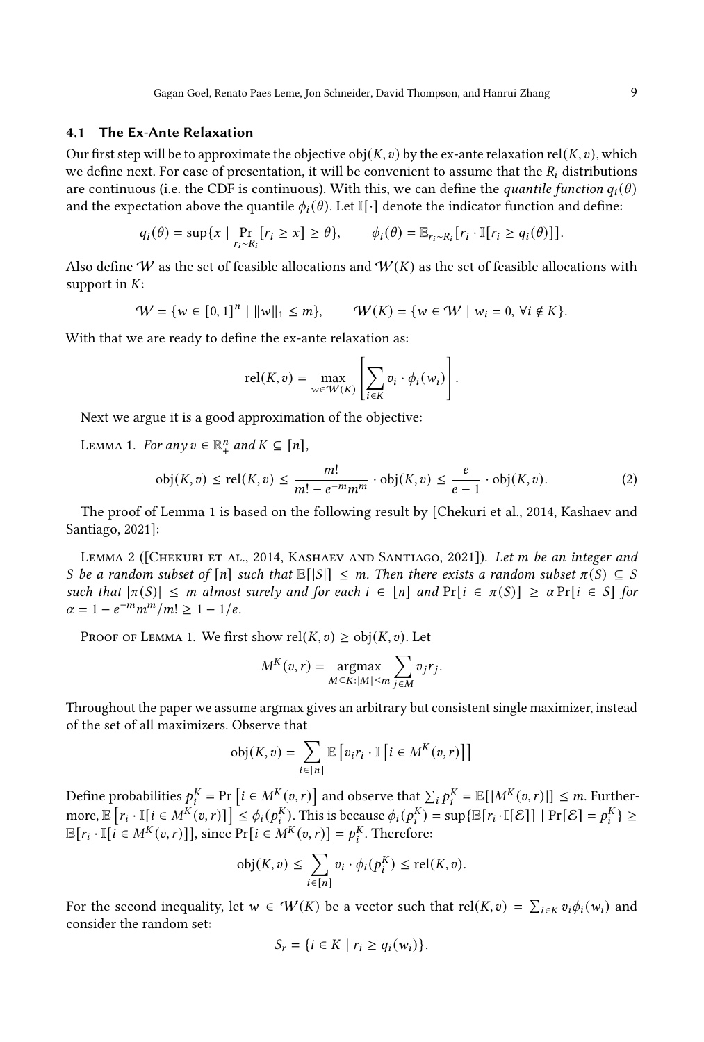### 4.1 The Ex-Ante Relaxation

Our first step will be to approximate the objective $\text{obj}(K, v)$ by the ex-ante relaxation $\text{rel}(K, v)$, which we define next. For ease of presentation, it will be convenient to assume that the $R_i$ distributions are continuous (i.e. the CDF is continuous). With this, we can define the *quantile function* $q_i(\theta)$ and the expectation above the quantile $\phi_i(\theta)$. Let $\mathbb{I}[\cdot]$ denote the indicator function and define:

$$q_i(\theta) = \sup\{x \mid \Pr_{r_i \sim R_i}[r_i \geq x] \geq \theta\}, \qquad \phi_i(\theta) = \mathbb{E}_{r_i \sim R_i}[r_i \cdot \mathbb{I}[r_i \geq q_i(\theta)]].$$

Also define $\mathcal{W}$ as the set of feasible allocations and $\mathcal{W}(K)$ as the set of feasible allocations with support in $K$:

$$\mathcal{W} = \{w \in [0,1]^n \mid \|w\|_1 \leq m\}, \qquad \mathcal{W}(K) = \{w \in \mathcal{W} \mid w_i = 0, \forall i \notin K\}.$$

With that we are ready to define the ex-ante relaxation as:

$$\text{rel}(K, v) = \max_{w \in \mathcal{W}(K)} \left[ \sum_{i \in K} v_i \cdot \phi_i(w_i) \right].$$

Next we argue it is a good approximation of the objective:

Lemma 1. *For any $v \in \mathbb{R}^n_+$ and $K \subseteq [n]$,*

$$\text{obj}(K, v) \leq \text{rel}(K, v) \leq \frac{m!}{m! - e^{-m} m^m} \cdot \text{obj}(K, v) \leq \frac{e}{e-1} \cdot \text{obj}(K, v). \tag{2}$$

The proof of Lemma 1 is based on the following result by [Chekuri et al., 2014, Kashaev and Santiago, 2021]:

Lemma 2 ([Chekuri et al., 2014, Kashaev and Santiago, 2021]). *Let $m$ be an integer and $S$ be a random subset of $[n]$ such that $\mathbb{E}[|S|] \leq m$. Then there exists a random subset $\pi(S) \subseteq S$ such that $|\pi(S)| \leq m$ almost surely and for each $i \in [n]$ and $\Pr[i \in \pi(S)] \geq \alpha \Pr[i \in S]$ for $\alpha = 1 - e^{-m} m^m / m! \geq 1 - 1/e$.*

Proof of Lemma 1. We first show $\text{rel}(K, v) \geq \text{obj}(K, v)$. Let

$$M^K(v, r) = \operatorname*{argmax}_{M \subseteq K : |M| \leq m} \sum_{j \in M} v_j r_j.$$

Throughout the paper we assume argmax gives an arbitrary but consistent single maximizer, instead of the set of all maximizers. Observe that

$$\text{obj}(K, v) = \sum_{i \in [n]} \mathbb{E}\left[v_i r_i \cdot \mathbb{I}\left[i \in M^K(v, r)\right]\right]$$

Define probabilities $p_i^K = \Pr\left[i \in M^K(v, r)\right]$ and observe that $\sum_i p_i^K = \mathbb{E}[|M^K(v, r)|] \leq m$. Furthermore, $\mathbb{E}\left[r_i \cdot \mathbb{I}[i \in M^K(v, r)]\right] \leq \phi_i(p_i^K)$. This is because $\phi_i(p_i^K) = \sup\{\mathbb{E}[r_i \cdot \mathbb{I}[\mathcal{E}]] \mid \Pr[\mathcal{E}] = p_i^K\} \geq \mathbb{E}[r_i \cdot \mathbb{I}[i \in M^K(v, r)]]$, since $\Pr[i \in M^K(v, r)] = p_i^K$. Therefore:

$$\text{obj}(K, v) \leq \sum_{i \in [n]} v_i \cdot \phi_i(p_i^K) \leq \text{rel}(K, v).$$

For the second inequality, let $w \in \mathcal{W}(K)$ be a vector such that $\text{rel}(K, v) = \sum_{i \in K} v_i \phi_i(w_i)$ and consider the random set:

$$S_r = \{i \in K \mid r_i \geq q_i(w_i)\}.$$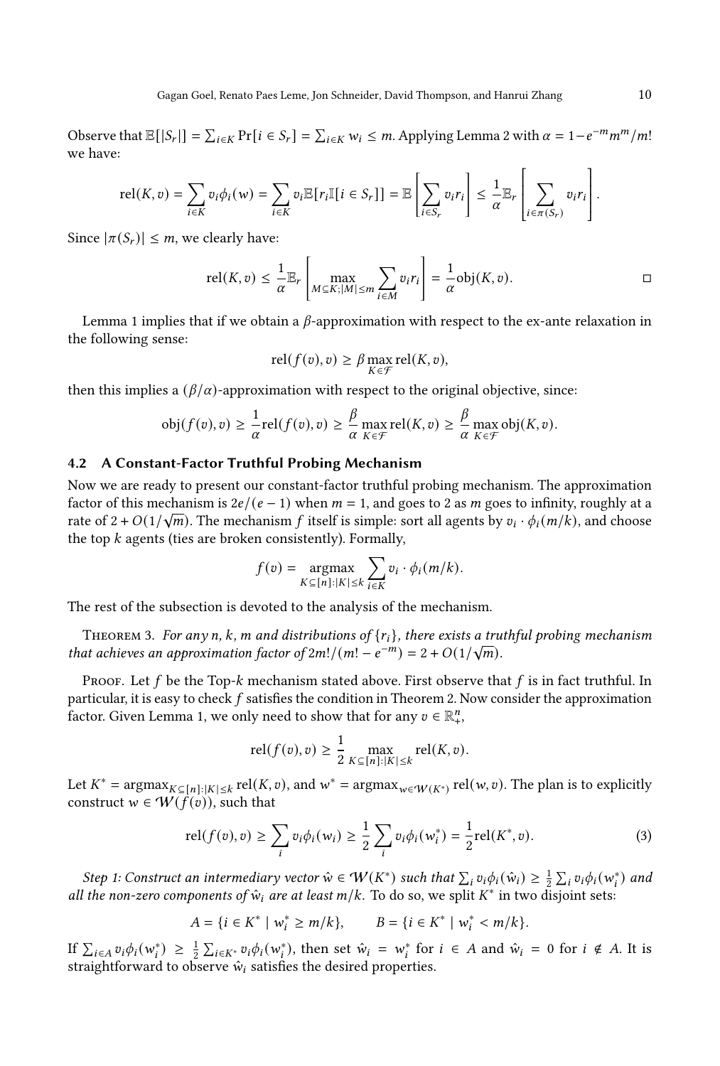Observe that $\mathbb{E}[|S_r|] = \sum_{i \in K} \Pr[i \in S_r] = \sum_{i \in K} w_i \leq m$. Applying Lemma 2 with $\alpha = 1 - e^{-m} m^m / m!$ we have:

$$\mathrm{rel}(K, v) = \sum_{i \in K} v_i \phi_i(w) = \sum_{i \in K} v_i \mathbb{E}[r_i \mathbb{I}[i \in S_r]] = \mathbb{E}\left[\sum_{i \in S_r} v_i r_i\right] \leq \frac{1}{\alpha} \mathbb{E}_r \left[\sum_{i \in \pi(S_r)} v_i r_i\right].$$

Since $|\pi(S_r)| \leq m$, we clearly have:

$$\mathrm{rel}(K, v) \leq \frac{1}{\alpha} \mathbb{E}_r \left[\max_{M \subseteq K; |M| \leq m} \sum_{i \in M} v_i r_i\right] = \frac{1}{\alpha} \mathrm{obj}(K, v). \qquad \square$$

Lemma 1 implies that if we obtain a $\beta$-approximation with respect to the ex-ante relaxation in the following sense:

$$\mathrm{rel}(f(v), v) \geq \beta \max_{K \in \mathcal{F}} \mathrm{rel}(K, v),$$

then this implies a $(\beta/\alpha)$-approximation with respect to the original objective, since:

$$\mathrm{obj}(f(v), v) \geq \frac{1}{\alpha} \mathrm{rel}(f(v), v) \geq \frac{\beta}{\alpha} \max_{K \in \mathcal{F}} \mathrm{rel}(K, v) \geq \frac{\beta}{\alpha} \max_{K \in \mathcal{F}} \mathrm{obj}(K, v).$$

## 4.2 A Constant-Factor Truthful Probing Mechanism

Now we are ready to present our constant-factor truthful probing mechanism. The approximation factor of this mechanism is $2e/(e-1)$ when $m = 1$, and goes to 2 as $m$ goes to infinity, roughly at a rate of $2 + O(1/\sqrt{m})$. The mechanism $f$ itself is simple: sort all agents by $v_i \cdot \phi_i(m/k)$, and choose the top $k$ agents (ties are broken consistently). Formally,

$$f(v) = \operatorname*{argmax}_{K \subseteq [n]: |K| \leq k} \sum_{i \in K} v_i \cdot \phi_i(m/k).$$

The rest of the subsection is devoted to the analysis of the mechanism.

Theorem 3. *For any $n$, $k$, $m$ and distributions of $\{r_i\}$, there exists a truthful probing mechanism that achieves an approximation factor of $2m!/(m! - e^{-m}) = 2 + O(1/\sqrt{m})$.*

Proof. Let $f$ be the Top-$k$ mechanism stated above. First observe that $f$ is in fact truthful. In particular, it is easy to check $f$ satisfies the condition in Theorem 2. Now consider the approximation factor. Given Lemma 1, we only need to show that for any $v \in \mathbb{R}^n_+$,

$$\mathrm{rel}(f(v), v) \geq \frac{1}{2} \max_{K \subseteq [n]: |K| \leq k} \mathrm{rel}(K, v).$$

Let $K^* = \operatorname{argmax}_{K \subseteq [n]: |K| \leq k} \mathrm{rel}(K, v)$, and $w^* = \operatorname{argmax}_{w \in \mathcal{W}(K^*)} \mathrm{rel}(w, v)$. The plan is to explicitly construct $w \in \mathcal{W}(f(v))$, such that

$$\mathrm{rel}(f(v), v) \geq \sum_i v_i \phi_i(w_i) \geq \frac{1}{2} \sum_i v_i \phi_i(w_i^*) = \frac{1}{2} \mathrm{rel}(K^*, v). \tag{3}$$

*Step 1: Construct an intermediary vector $\hat{w} \in \mathcal{W}(K^*)$ such that $\sum_i v_i \phi_i(\hat{w}_i) \geq \frac{1}{2} \sum_i v_i \phi_i(w_i^*)$ and all the non-zero components of $\hat{w}_i$ are at least $m/k$.* To do so, we split $K^*$ in two disjoint sets:

$$A = \{i \in K^* \mid w_i^* \geq m/k\}, \qquad B = \{i \in K^* \mid w_i^* < m/k\}.$$

If $\sum_{i \in A} v_i \phi_i(w_i^*) \geq \frac{1}{2} \sum_{i \in K^*} v_i \phi_i(w_i^*)$, then set $\hat{w}_i = w_i^*$ for $i \in A$ and $\hat{w}_i = 0$ for $i \notin A$. It is straightforward to observe $\hat{w}_i$ satisfies the desired properties.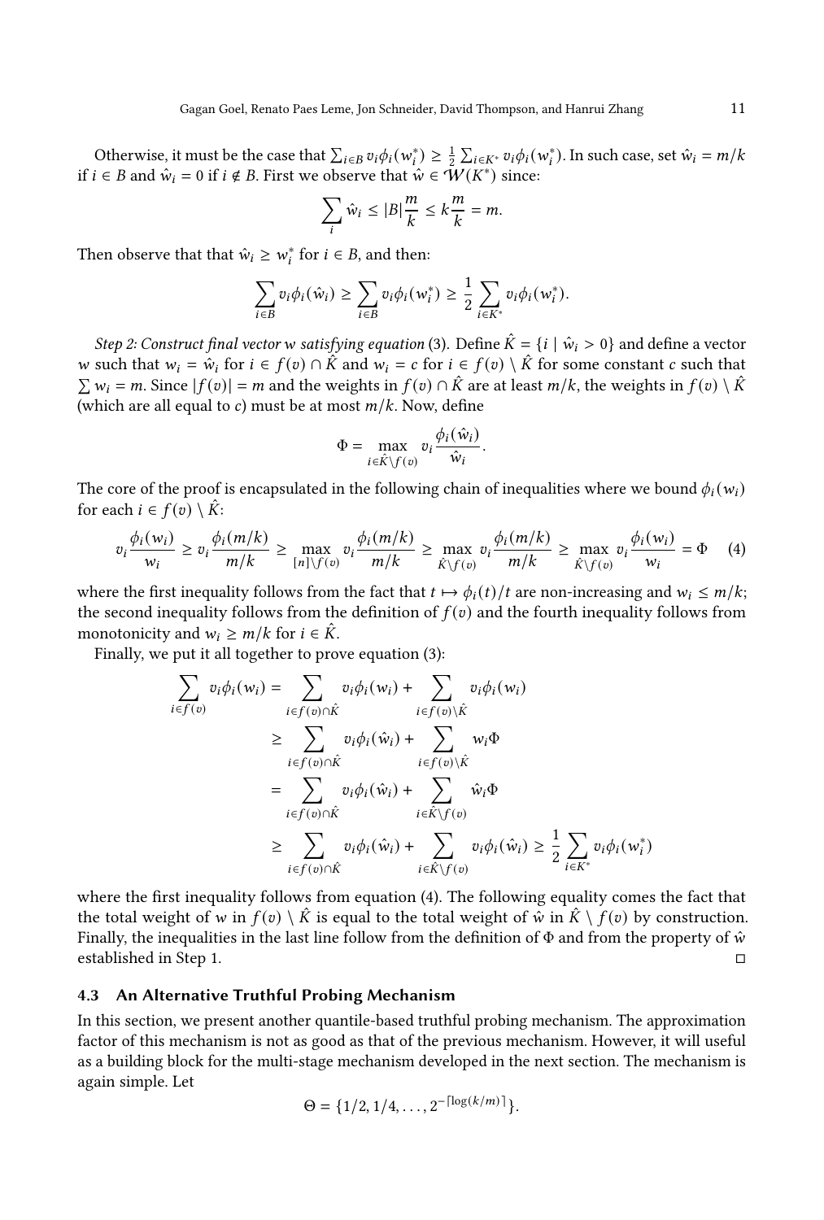Otherwise, it must be the case that $\sum_{i \in B} v_i \phi_i(w_i^*) \geq \frac{1}{2} \sum_{i \in K^*} v_i \phi_i(w_i^*)$. In such case, set $\hat{w}_i = m/k$ if $i \in B$ and $\hat{w}_i = 0$ if $i \notin B$. First we observe that $\hat{w} \in \mathcal{W}(K^*)$ since:

$$\sum_i \hat{w}_i \leq |B| \frac{m}{k} \leq k \frac{m}{k} = m.$$

Then observe that that $\hat{w}_i \geq w_i^*$ for $i \in B$, and then:

$$\sum_{i \in B} v_i \phi_i(\hat{w}_i) \geq \sum_{i \in B} v_i \phi_i(w_i^*) \geq \frac{1}{2} \sum_{i \in K^*} v_i \phi_i(w_i^*).$$

*Step 2: Construct final vector $w$ satisfying equation* (3). Define $\hat{K} = \{i \mid \hat{w}_i > 0\}$ and define a vector $w$ such that $w_i = \hat{w}_i$ for $i \in f(v) \cap \hat{K}$ and $w_i = c$ for $i \in f(v) \setminus \hat{K}$ for some constant $c$ such that $\sum w_i = m$. Since $|f(v)| = m$ and the weights in $f(v) \cap \hat{K}$ are at least $m/k$, the weights in $f(v) \setminus \hat{K}$ (which are all equal to $c$) must be at most $m/k$. Now, define

$$\Phi = \max_{i \in \hat{K} \setminus f(v)} v_i \frac{\phi_i(\hat{w}_i)}{\hat{w}_i}.$$

The core of the proof is encapsulated in the following chain of inequalities where we bound $\phi_i(w_i)$ for each $i \in f(v) \setminus \hat{K}$:

$$v_i \frac{\phi_i(w_i)}{w_i} \geq v_i \frac{\phi_i(m/k)}{m/k} \geq \max_{[n] \setminus f(v)} v_i \frac{\phi_i(m/k)}{m/k} \geq \max_{\hat{K} \setminus f(v)} v_i \frac{\phi_i(m/k)}{m/k} \geq \max_{\hat{K} \setminus f(v)} v_i \frac{\phi_i(w_i)}{w_i} = \Phi \quad (4)$$

where the first inequality follows from the fact that $t \mapsto \phi_i(t)/t$ are non-increasing and $w_i \leq m/k$; the second inequality follows from the definition of $f(v)$ and the fourth inequality follows from monotonicity and $w_i \geq m/k$ for $i \in \hat{K}$.

Finally, we put it all together to prove equation (3):

$$\begin{aligned}
\sum_{i \in f(v)} v_i \phi_i(w_i) &= \sum_{i \in f(v) \cap \hat{K}} v_i \phi_i(w_i) + \sum_{i \in f(v) \setminus \hat{K}} v_i \phi_i(w_i) \\
&\geq \sum_{i \in f(v) \cap \hat{K}} v_i \phi_i(\hat{w}_i) + \sum_{i \in f(v) \setminus \hat{K}} w_i \Phi \\
&= \sum_{i \in f(v) \cap \hat{K}} v_i \phi_i(\hat{w}_i) + \sum_{i \in \hat{K} \setminus f(v)} \hat{w}_i \Phi \\
&\geq \sum_{i \in f(v) \cap \hat{K}} v_i \phi_i(\hat{w}_i) + \sum_{i \in \hat{K} \setminus f(v)} v_i \phi_i(\hat{w}_i) \geq \frac{1}{2} \sum_{i \in K^*} v_i \phi_i(w_i^*)
\end{aligned}$$

where the first inequality follows from equation (4). The following equality comes the fact that the total weight of $w$ in $f(v) \setminus \hat{K}$ is equal to the total weight of $\hat{w}$ in $\hat{K} \setminus f(v)$ by construction. Finally, the inequalities in the last line follow from the definition of $\Phi$ and from the property of $\hat{w}$ established in Step 1. □

### 4.3 An Alternative Truthful Probing Mechanism

In this section, we present another quantile-based truthful probing mechanism. The approximation factor of this mechanism is not as good as that of the previous mechanism. However, it will useful as a building block for the multi-stage mechanism developed in the next section. The mechanism is again simple. Let

$$\Theta = \{1/2, 1/4, \ldots, 2^{-\lceil \log(k/m) \rceil}\}.$$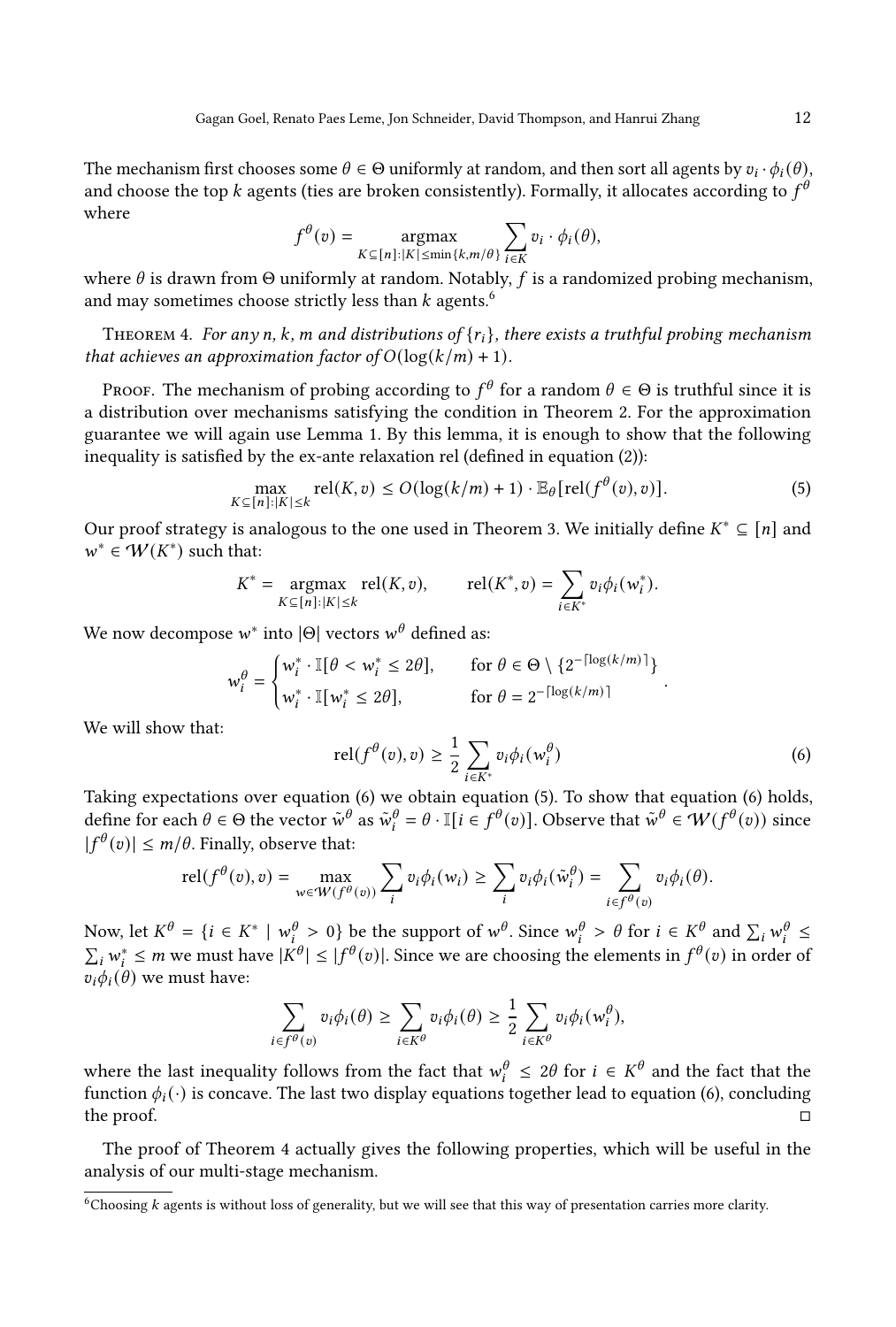The mechanism first chooses some $\theta \in \Theta$ uniformly at random, and then sort all agents by $v_i \cdot \phi_i(\theta)$, and choose the top $k$ agents (ties are broken consistently). Formally, it allocates according to $f^\theta$ where

$$f^\theta(v) = \underset{K \subseteq [n]:|K| \le \min\{k, m/\theta\}}{\operatorname{argmax}} \sum_{i \in K} v_i \cdot \phi_i(\theta),$$

where $\theta$ is drawn from $\Theta$ uniformly at random. Notably, $f$ is a randomized probing mechanism, and may sometimes choose strictly less than $k$ agents.[6]

Theorem 4. *For any $n$, $k$, $m$ and distributions of $\{r_i\}$, there exists a truthful probing mechanism that achieves an approximation factor of $O(\log(k/m) + 1)$.*

Proof. The mechanism of probing according to $f^\theta$ for a random $\theta \in \Theta$ is truthful since it is a distribution over mechanisms satisfying the condition in Theorem 2. For the approximation guarantee we will again use Lemma 1. By this lemma, it is enough to show that the following inequality is satisfied by the ex-ante relaxation rel (defined in equation (2)):

$$\max_{K \subseteq [n]:|K| \le k} \operatorname{rel}(K, v) \le O(\log(k/m) + 1) \cdot \mathbb{E}_\theta[\operatorname{rel}(f^\theta(v), v)]. \tag{5}$$

Our proof strategy is analogous to the one used in Theorem 3. We initially define $K^* \subseteq [n]$ and $w^* \in \mathcal{W}(K^*)$ such that:

$$K^* = \underset{K \subseteq [n]:|K| \le k}{\operatorname{argmax}} \operatorname{rel}(K, v), \qquad \operatorname{rel}(K^*, v) = \sum_{i \in K^*} v_i \phi_i(w_i^*).$$

We now decompose $w^*$ into $|\Theta|$ vectors $w^\theta$ defined as:

$$w_i^\theta = \begin{cases} w_i^* \cdot \mathbb{I}[\theta < w_i^* \le 2\theta], & \text{for } \theta \in \Theta \setminus \{2^{-\lceil \log(k/m) \rceil}\} \\ w_i^* \cdot \mathbb{I}[w_i^* \le 2\theta], & \text{for } \theta = 2^{-\lceil \log(k/m) \rceil} \end{cases}.$$

We will show that:

$$\operatorname{rel}(f^\theta(v), v) \ge \frac{1}{2} \sum_{i \in K^*} v_i \phi_i(w_i^\theta) \tag{6}$$

Taking expectations over equation (6) we obtain equation (5). To show that equation (6) holds, define for each $\theta \in \Theta$ the vector $\tilde{w}^\theta$ as $\tilde{w}_i^\theta = \theta \cdot \mathbb{I}[i \in f^\theta(v)]$. Observe that $\tilde{w}^\theta \in \mathcal{W}(f^\theta(v))$ since $|f^\theta(v)| \le m/\theta$. Finally, observe that:

$$\operatorname{rel}(f^\theta(v), v) = \max_{w \in \mathcal{W}(f^\theta(v))} \sum_i v_i \phi_i(w_i) \ge \sum_i v_i \phi_i(\tilde{w}_i^\theta) = \sum_{i \in f^\theta(v)} v_i \phi_i(\theta).$$

Now, let $K^\theta = \{i \in K^* \mid w_i^\theta > 0\}$ be the support of $w^\theta$. Since $w_i^\theta > \theta$ for $i \in K^\theta$ and $\sum_i w_i^\theta \le \sum_i w_i^* \le m$ we must have $|K^\theta| \le |f^\theta(v)|$. Since we are choosing the elements in $f^\theta(v)$ in order of $v_i \phi_i(\theta)$ we must have:

$$\sum_{i \in f^\theta(v)} v_i \phi_i(\theta) \ge \sum_{i \in K^\theta} v_i \phi_i(\theta) \ge \frac{1}{2} \sum_{i \in K^\theta} v_i \phi_i(w_i^\theta),$$

where the last inequality follows from the fact that $w_i^\theta \le 2\theta$ for $i \in K^\theta$ and the fact that the function $\phi_i(\cdot)$ is concave. The last two display equations together lead to equation (6), concluding the proof. ◻

The proof of Theorem 4 actually gives the following properties, which will be useful in the analysis of our multi-stage mechanism.

[6]Choosing $k$ agents is without loss of generality, but we will see that this way of presentation carries more clarity.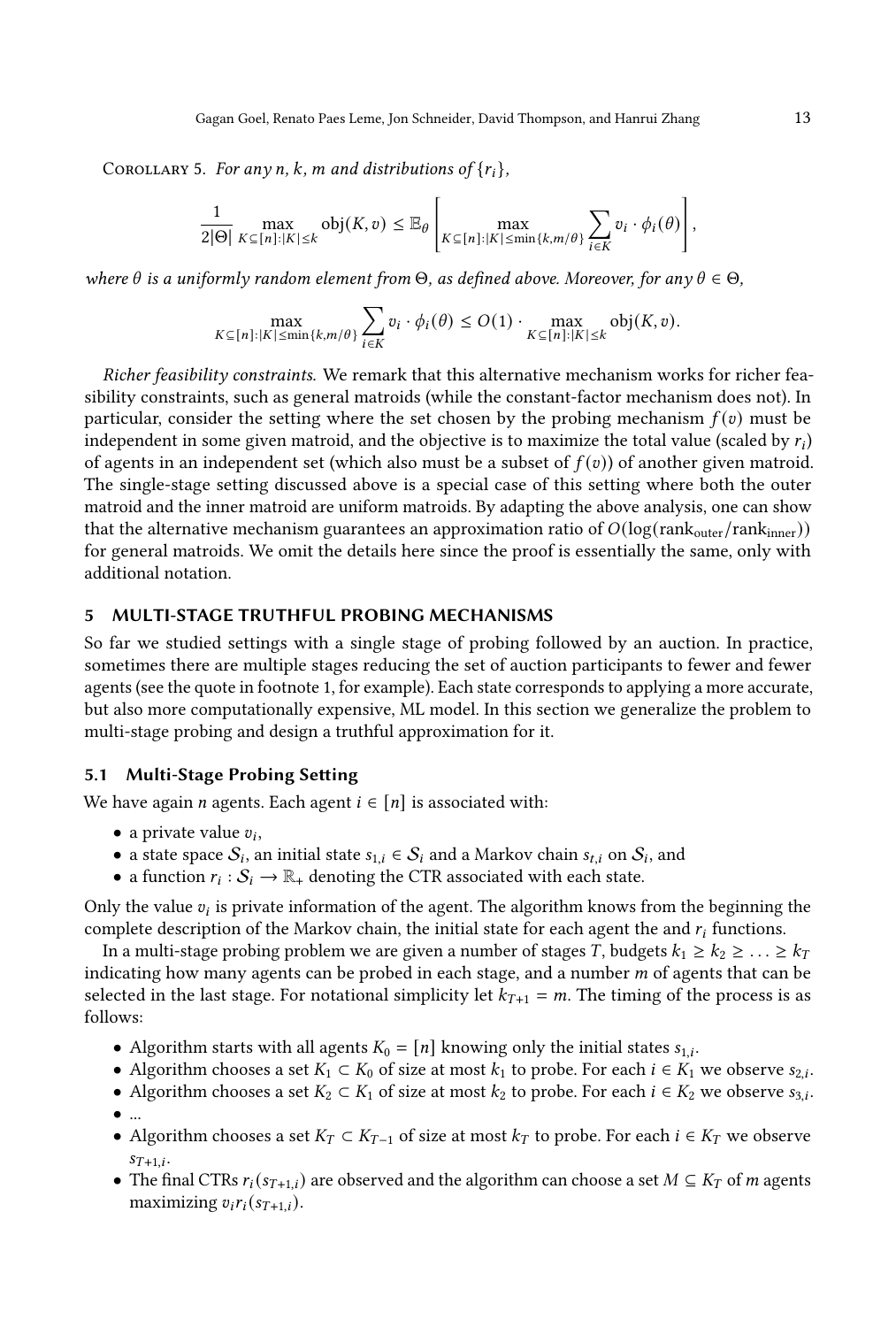Corollary 5. *For any $n$, $k$, $m$ and distributions of $\{r_i\}$,*

$$\frac{1}{2|\Theta|} \max_{K \subseteq [n]:|K| \leq k} \text{obj}(K, v) \leq \mathbb{E}_\theta \left[ \max_{K \subseteq [n]:|K| \leq \min\{k, m/\theta\}} \sum_{i \in K} v_i \cdot \phi_i(\theta) \right],$$

*where $\theta$ is a uniformly random element from $\Theta$, as defined above. Moreover, for any $\theta \in \Theta$,*

$$\max_{K \subseteq [n]:|K| \leq \min\{k, m/\theta\}} \sum_{i \in K} v_i \cdot \phi_i(\theta) \leq O(1) \cdot \max_{K \subseteq [n]:|K| \leq k} \text{obj}(K, v).$$

*Richer feasibility constraints.* We remark that this alternative mechanism works for richer feasibility constraints, such as general matroids (while the constant-factor mechanism does not). In particular, consider the setting where the set chosen by the probing mechanism $f(v)$ must be independent in some given matroid, and the objective is to maximize the total value (scaled by $r_i$) of agents in an independent set (which also must be a subset of $f(v)$) of another given matroid. The single-stage setting discussed above is a special case of this setting where both the outer matroid and the inner matroid are uniform matroids. By adapting the above analysis, one can show that the alternative mechanism guarantees an approximation ratio of $O(\log(\text{rank}_{\text{outer}}/\text{rank}_{\text{inner}}))$ for general matroids. We omit the details here since the proof is essentially the same, only with additional notation.

## 5 MULTI-STAGE TRUTHFUL PROBING MECHANISMS

So far we studied settings with a single stage of probing followed by an auction. In practice, sometimes there are multiple stages reducing the set of auction participants to fewer and fewer agents (see the quote in footnote 1, for example). Each state corresponds to applying a more accurate, but also more computationally expensive, ML model. In this section we generalize the problem to multi-stage probing and design a truthful approximation for it.

### 5.1 Multi-Stage Probing Setting

We have again $n$ agents. Each agent $i \in [n]$ is associated with:

- a private value $v_i$,
- a state space $\mathcal{S}_i$, an initial state $s_{1,i} \in \mathcal{S}_i$ and a Markov chain $s_{t,i}$ on $\mathcal{S}_i$, and
- a function $r_i : \mathcal{S}_i \to \mathbb{R}_+$ denoting the CTR associated with each state.

Only the value $v_i$ is private information of the agent. The algorithm knows from the beginning the complete description of the Markov chain, the initial state for each agent the and $r_i$ functions.

In a multi-stage probing problem we are given a number of stages $T$, budgets $k_1 \geq k_2 \geq \ldots \geq k_T$ indicating how many agents can be probed in each stage, and a number $m$ of agents that can be selected in the last stage. For notational simplicity let $k_{T+1} = m$. The timing of the process is as follows:

- Algorithm starts with all agents $K_0 = [n]$ knowing only the initial states $s_{1,i}$.
- Algorithm chooses a set $K_1 \subset K_0$ of size at most $k_1$ to probe. For each $i \in K_1$ we observe $s_{2,i}$.
- Algorithm chooses a set $K_2 \subset K_1$ of size at most $k_2$ to probe. For each $i \in K_2$ we observe $s_{3,i}$.
- ...
- Algorithm chooses a set $K_T \subset K_{T-1}$ of size at most $k_T$ to probe. For each $i \in K_T$ we observe $s_{T+1,i}$.
- The final CTRs $r_i(s_{T+1,i})$ are observed and the algorithm can choose a set $M \subseteq K_T$ of $m$ agents maximizing $v_i r_i(s_{T+1,i})$.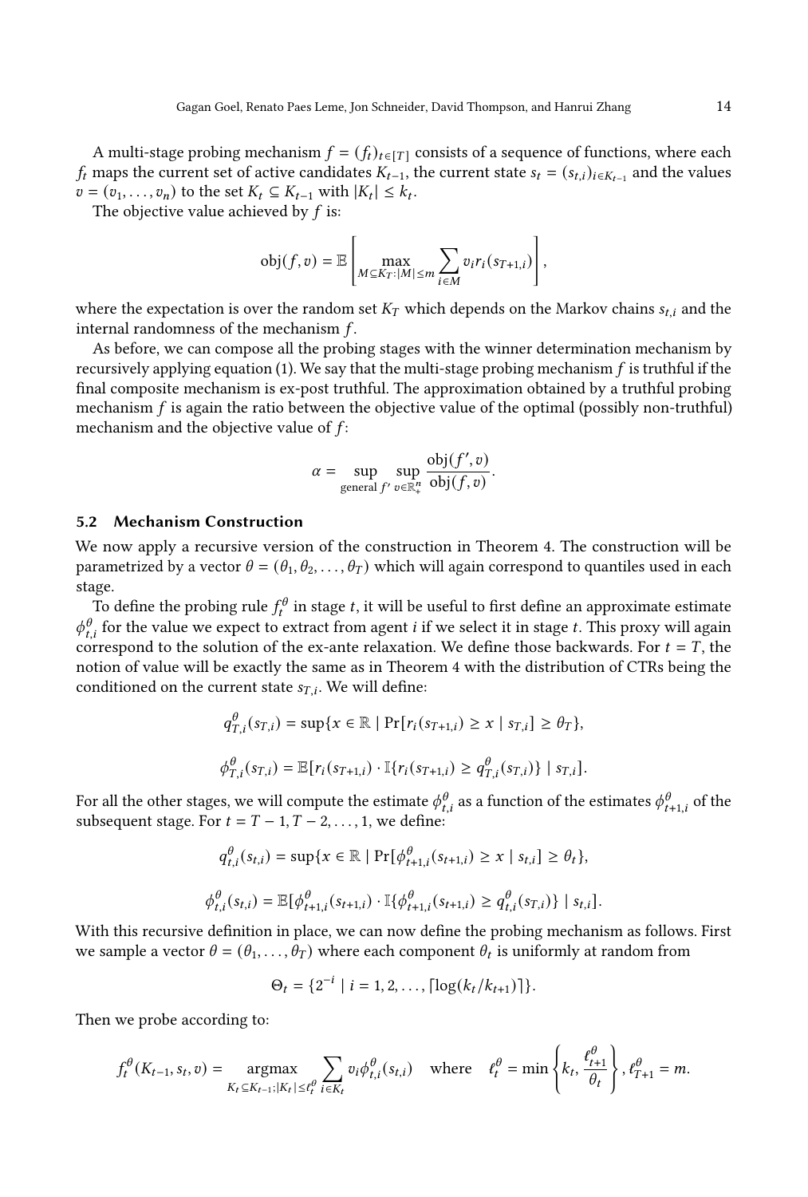A multi-stage probing mechanism $f = (f_t)_{t \in [T]}$ consists of a sequence of functions, where each $f_t$ maps the current set of active candidates $K_{t-1}$, the current state $s_t = (s_{t,i})_{i \in K_{t-1}}$ and the values $v = (v_1, \ldots, v_n)$ to the set $K_t \subseteq K_{t-1}$ with $|K_t| \leq k_t$.

The objective value achieved by $f$ is:

$$\text{obj}(f, v) = \mathbb{E}\left[\max_{M \subseteq K_T : |M| \leq m} \sum_{i \in M} v_i r_i(s_{T+1,i})\right],$$

where the expectation is over the random set $K_T$ which depends on the Markov chains $s_{t,i}$ and the internal randomness of the mechanism $f$.

As before, we can compose all the probing stages with the winner determination mechanism by recursively applying equation (1). We say that the multi-stage probing mechanism $f$ is truthful if the final composite mechanism is ex-post truthful. The approximation obtained by a truthful probing mechanism $f$ is again the ratio between the objective value of the optimal (possibly non-truthful) mechanism and the objective value of $f$:

$$\alpha = \sup_{\text{general } f'} \sup_{v \in \mathbb{R}^n_+} \frac{\text{obj}(f', v)}{\text{obj}(f, v)}.$$

### 5.2 Mechanism Construction

We now apply a recursive version of the construction in Theorem 4. The construction will be parametrized by a vector $\theta = (\theta_1, \theta_2, \ldots, \theta_T)$ which will again correspond to quantiles used in each stage.

To define the probing rule $f^\theta_t$ in stage $t$, it will be useful to first define an approximate estimate $\phi^\theta_{t,i}$ for the value we expect to extract from agent $i$ if we select it in stage $t$. This proxy will again correspond to the solution of the ex-ante relaxation. We define those backwards. For $t = T$, the notion of value will be exactly the same as in Theorem 4 with the distribution of CTRs being the conditioned on the current state $s_{T,i}$. We will define:

$$q^\theta_{T,i}(s_{T,i}) = \sup\{x \in \mathbb{R} \mid \Pr[r_i(s_{T+1,i}) \geq x \mid s_{T,i}] \geq \theta_T\},$$

$$\phi^\theta_{T,i}(s_{T,i}) = \mathbb{E}[r_i(s_{T+1,i}) \cdot \mathbb{I}\{r_i(s_{T+1,i}) \geq q^\theta_{T,i}(s_{T,i})\} \mid s_{T,i}].$$

For all the other stages, we will compute the estimate $\phi^\theta_{t,i}$ as a function of the estimates $\phi^\theta_{t+1,i}$ of the subsequent stage. For $t = T-1, T-2, \ldots, 1$, we define:

$$q^\theta_{t,i}(s_{t,i}) = \sup\{x \in \mathbb{R} \mid \Pr[\phi^\theta_{t+1,i}(s_{t+1,i}) \geq x \mid s_{t,i}] \geq \theta_t\},$$

$$\phi^\theta_{t,i}(s_{t,i}) = \mathbb{E}[\phi^\theta_{t+1,i}(s_{t+1,i}) \cdot \mathbb{I}\{\phi^\theta_{t+1,i}(s_{t+1,i}) \geq q^\theta_{t,i}(s_{T,i})\} \mid s_{t,i}].$$

With this recursive definition in place, we can now define the probing mechanism as follows. First we sample a vector $\theta = (\theta_1, \ldots, \theta_T)$ where each component $\theta_t$ is uniformly at random from

$$\Theta_t = \{2^{-i} \mid i = 1, 2, \ldots, \lceil \log(k_t/k_{t+1}) \rceil\}.$$

Then we probe according to:

$$f^\theta_t(K_{t-1}, s_t, v) = \underset{K_t \subseteq K_{t-1} : |K_t| \leq \ell^\theta_t}{\text{argmax}} \sum_{i \in K_t} v_i \phi^\theta_{t,i}(s_{t,i}) \quad \text{where} \quad \ell^\theta_t = \min\left\{k_t, \frac{\ell^\theta_{t+1}}{\theta_t}\right\}, \ell^\theta_{T+1} = m.$$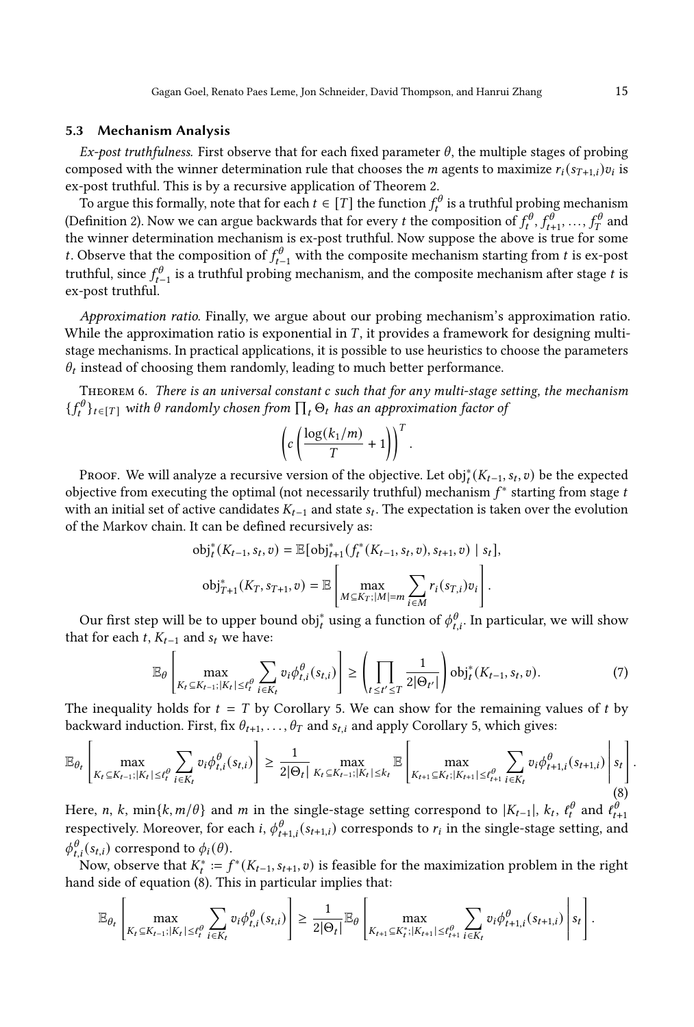### 5.3 Mechanism Analysis

*Ex-post truthfulness.* First observe that for each fixed parameter $\theta$, the multiple stages of probing composed with the winner determination rule that chooses the $m$ agents to maximize $r_i(s_{T+1,i})v_i$ is ex-post truthful. This is by a recursive application of Theorem 2.

To argue this formally, note that for each $t \in [T]$ the function $f_t^\theta$ is a truthful probing mechanism (Definition 2). Now we can argue backwards that for every $t$ the composition of $f_t^\theta, f_{t+1}^\theta, \ldots, f_T^\theta$ and the winner determination mechanism is ex-post truthful. Now suppose the above is true for some $t$. Observe that the composition of $f_{t-1}^\theta$ with the composite mechanism starting from $t$ is ex-post truthful, since $f_{t-1}^\theta$ is a truthful probing mechanism, and the composite mechanism after stage $t$ is ex-post truthful.

*Approximation ratio.* Finally, we argue about our probing mechanism's approximation ratio. While the approximation ratio is exponential in $T$, it provides a framework for designing multi-stage mechanisms. In practical applications, it is possible to use heuristics to choose the parameters $\theta_t$ instead of choosing them randomly, leading to much better performance.

Theorem 6. *There is an universal constant $c$ such that for any multi-stage setting, the mechanism $\{f_t^\theta\}_{t\in[T]}$ with $\theta$ randomly chosen from $\prod_t \Theta_t$ has an approximation factor of*

$$\left(c\left(\frac{\log(k_1/m)}{T}+1\right)\right)^T.$$

Proof. We will analyze a recursive version of the objective. Let $\mathrm{obj}_t^*(K_{t-1}, s_t, v)$ be the expected objective from executing the optimal (not necessarily truthful) mechanism $f^*$ starting from stage $t$ with an initial set of active candidates $K_{t-1}$ and state $s_t$. The expectation is taken over the evolution of the Markov chain. It can be defined recursively as:

$$\mathrm{obj}_t^*(K_{t-1}, s_t, v) = \mathbb{E}[\mathrm{obj}_{t+1}^*(f_t^*(K_{t-1}, s_t, v), s_{t+1}, v) \mid s_t],$$

$$\mathrm{obj}_{T+1}^*(K_T, s_{T+1}, v) = \mathbb{E}\left[\max_{M\subseteq K_T; |M|=m} \sum_{i\in M} r_i(s_{T,i})v_i\right].$$

Our first step will be to upper bound $\mathrm{obj}_t^*$ using a function of $\phi_{t,i}^\theta$. In particular, we will show that for each $t$, $K_{t-1}$ and $s_t$ we have:

$$\mathbb{E}_\theta\left[\max_{K_t\subseteq K_{t-1}; |K_t|\le \ell_t^\theta} \sum_{i\in K_t} v_i \phi_{t,i}^\theta(s_{t,i})\right] \ge \left(\prod_{t\le t'\le T} \frac{1}{2|\Theta_{t'}|}\right) \mathrm{obj}_t^*(K_{t-1}, s_t, v). \tag{7}$$

The inequality holds for $t = T$ by Corollary 5. We can show for the remaining values of $t$ by backward induction. First, fix $\theta_{t+1}, \ldots, \theta_T$ and $s_{t,i}$ and apply Corollary 5, which gives:

$$\mathbb{E}_{\theta_t}\left[\max_{K_t\subseteq K_{t-1}; |K_t|\le \ell_t^\theta} \sum_{i\in K_t} v_i \phi_{t,i}^\theta(s_{t,i})\right] \ge \frac{1}{2|\Theta_t|} \max_{K_t\subseteq K_{t-1}; |K_t|\le k_t} \mathbb{E}\left[\max_{K_{t+1}\subseteq K_t; |K_{t+1}|\le \ell_{t+1}^\theta} \sum_{i\in K_t} v_i \phi_{t+1,i}^\theta(s_{t+1,i}) \,\middle|\, s_t\right]. \tag{8}$$

Here, $n$, $k$, $\min\{k, m/\theta\}$ and $m$ in the single-stage setting correspond to $|K_{t-1}|$, $k_t$, $\ell_t^\theta$ and $\ell_{t+1}^\theta$ respectively. Moreover, for each $i$, $\phi_{t+1,i}^\theta(s_{t+1,i})$ corresponds to $r_i$ in the single-stage setting, and $\phi_{t,i}^\theta(s_{t,i})$ correspond to $\phi_i(\theta)$.

Now, observe that $K_t^* := f^*(K_{t-1}, s_{t+1}, v)$ is feasible for the maximization problem in the right hand side of equation (8). This in particular implies that:

$$\mathbb{E}_{\theta_t}\left[\max_{K_t\subseteq K_{t-1}; |K_t|\le \ell_t^\theta} \sum_{i\in K_t} v_i \phi_{t,i}^\theta(s_{t,i})\right] \ge \frac{1}{2|\Theta_t|} \mathbb{E}_\theta\left[\max_{K_{t+1}\subseteq K_t^*; |K_{t+1}|\le \ell_{t+1}^\theta} \sum_{i\in K_t} v_i \phi_{t+1,i}^\theta(s_{t+1,i}) \,\middle|\, s_t\right].$$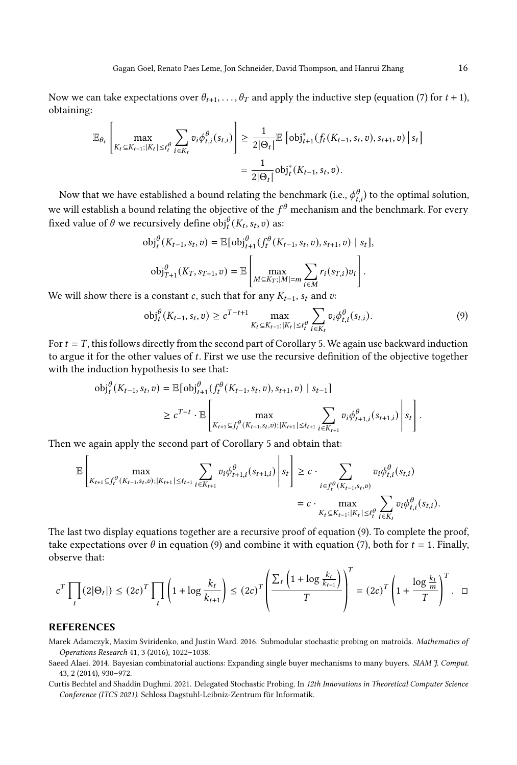Now we can take expectations over $\theta_{t+1}, \ldots, \theta_T$ and apply the inductive step (equation (7) for $t+1$), obtaining:

$$\mathbb{E}_{\theta_t}\left[\max_{K_t \subseteq K_{t-1}; |K_t| \le \ell_t^\theta} \sum_{i \in K_t} v_i \phi_{t,i}^\theta(s_{t,i})\right] \ge \frac{1}{2|\Theta_t|}\mathbb{E}\left[\text{obj}_{t+1}^*(f_t(K_{t-1}, s_t, v), s_{t+1}, v) \,\middle|\, s_t\right]$$
$$= \frac{1}{2|\Theta_t|}\text{obj}_t^*(K_{t-1}, s_t, v).$$

Now that we have established a bound relating the benchmark (i.e., $\phi_{t,i}^\theta$) to the optimal solution, we will establish a bound relating the objective of the $f^\theta$ mechanism and the benchmark. For every fixed value of $\theta$ we recursively define $\text{obj}_t^\theta(K_t, s_t, v)$ as:

$$\text{obj}_t^\theta(K_{t-1}, s_t, v) = \mathbb{E}[\text{obj}_{t+1}^\theta(f_t^\theta(K_{t-1}, s_t, v), s_{t+1}, v) \mid s_t],$$

$$\text{obj}_{T+1}^\theta(K_T, s_{T+1}, v) = \mathbb{E}\left[\max_{M \subseteq K_T; |M| = m} \sum_{i \in M} r_i(s_{T,i}) v_i\right].$$

We will show there is a constant $c$, such that for any $K_{t-1}$, $s_t$ and $v$:

$$\text{obj}_t^\theta(K_{t-1}, s_t, v) \ge c^{T-t+1} \max_{K_t \subseteq K_{t-1}; |K_t| \le \ell_t^\theta} \sum_{i \in K_t} v_i \phi_{t,i}^\theta(s_{t,i}). \tag{9}$$

For $t = T$, this follows directly from the second part of Corollary 5. We again use backward induction to argue it for the other values of $t$. First we use the recursive definition of the objective together with the induction hypothesis to see that:

$$\text{obj}_t^\theta(K_{t-1}, s_t, v) = \mathbb{E}[\text{obj}_{t+1}^\theta(f_t^\theta(K_{t-1}, s_t, v), s_{t+1}, v) \mid s_{t-1}]$$
$$\ge c^{T-t} \cdot \mathbb{E}\left[\max_{K_{t+1} \subseteq f_t^\theta(K_{t-1}, s_t, v); |K_{t+1}| \le \ell_{t+1}} \sum_{i \in K_{t+1}} v_i \phi_{t+1,i}^\theta(s_{t+1,i}) \,\middle|\, s_t\right].$$

Then we again apply the second part of Corollary 5 and obtain that:

$$\mathbb{E}\left[\max_{K_{t+1} \subseteq f_t^\theta(K_{t-1}, s_t, v); |K_{t+1}| \le \ell_{t+1}} \sum_{i \in K_{t+1}} v_i \phi_{t+1,i}^\theta(s_{t+1,i}) \,\middle|\, s_t\right] \ge c \cdot \sum_{i \in f_t^\theta(K_{t-1}, s_t, v)} v_i \phi_{t,i}^\theta(s_{t,i})$$
$$= c \cdot \max_{K_t \subseteq K_{t-1}; |K_t| \le \ell_t^\theta} \sum_{i \in K_t} v_i \phi_{t,i}^\theta(s_{t,i}).$$

The last two display equations together are a recursive proof of equation (9). To complete the proof, take expectations over $\theta$ in equation (9) and combine it with equation (7), both for $t = 1$. Finally, observe that:

$$c^T \prod_t (2|\Theta_t|) \le (2c)^T \prod_t \left(1 + \log \frac{k_t}{k_{t+1}}\right) \le (2c)^T \left(\frac{\sum_t \left(1 + \log \frac{k_t}{k_{t+1}}\right)}{T}\right)^T = (2c)^T \left(1 + \frac{\log \frac{k_1}{m}}{T}\right)^T. \quad \square$$

## REFERENCES

Marek Adamczyk, Maxim Sviridenko, and Justin Ward. 2016. Submodular stochastic probing on matroids. *Mathematics of Operations Research* 41, 3 (2016), 1022–1038.

Saeed Alaei. 2014. Bayesian combinatorial auctions: Expanding single buyer mechanisms to many buyers. *SIAM J. Comput.* 43, 2 (2014), 930–972.

Curtis Bechtel and Shaddin Dughmi. 2021. Delegated Stochastic Probing. In *12th Innovations in Theoretical Computer Science Conference (ITCS 2021)*. Schloss Dagstuhl-Leibniz-Zentrum für Informatik.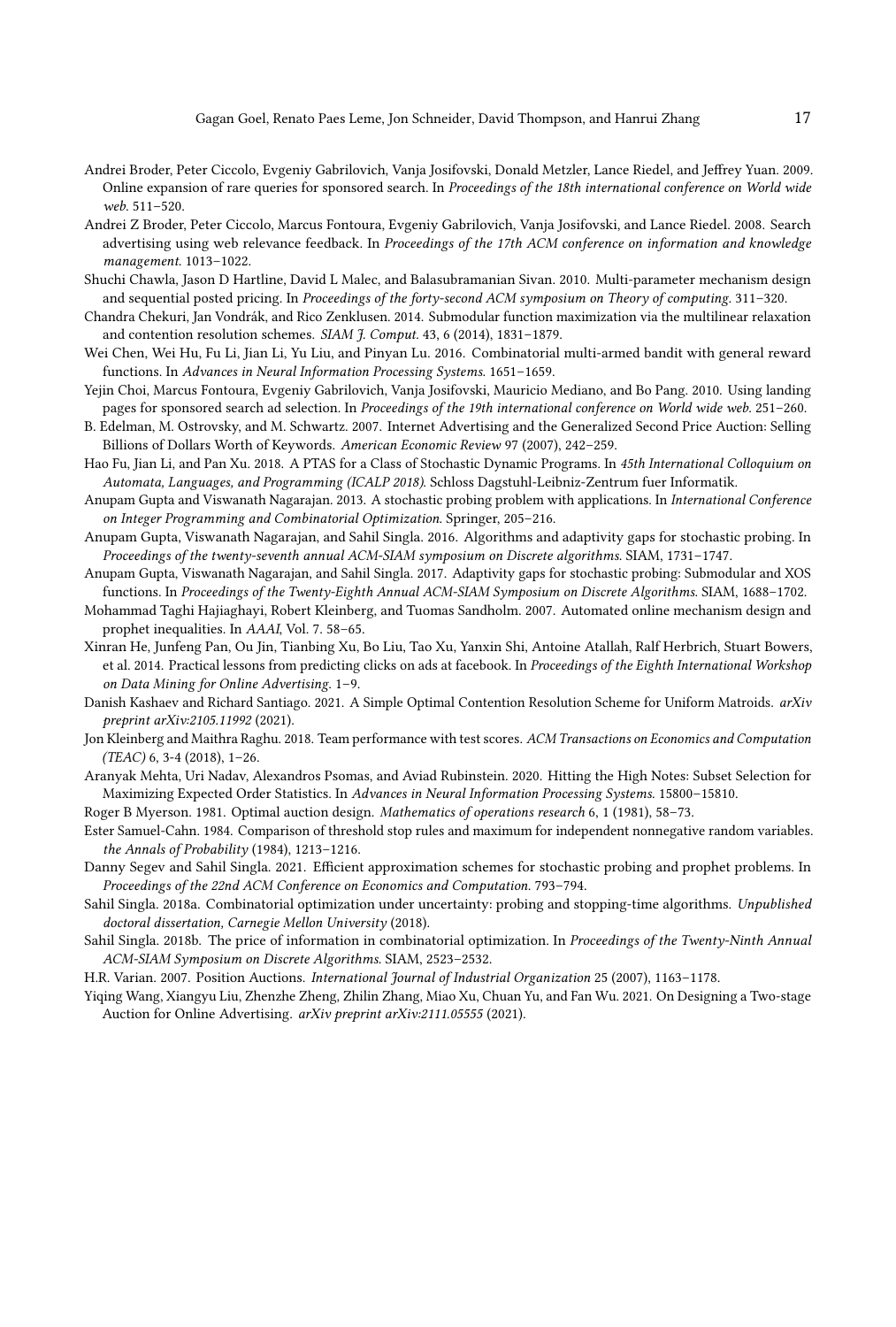Andrei Broder, Peter Ciccolo, Evgeniy Gabrilovich, Vanja Josifovski, Donald Metzler, Lance Riedel, and Jeffrey Yuan. 2009. Online expansion of rare queries for sponsored search. In *Proceedings of the 18th international conference on World wide web*. 511–520.

Andrei Z Broder, Peter Ciccolo, Marcus Fontoura, Evgeniy Gabrilovich, Vanja Josifovski, and Lance Riedel. 2008. Search advertising using web relevance feedback. In *Proceedings of the 17th ACM conference on information and knowledge management*. 1013–1022.

Shuchi Chawla, Jason D Hartline, David L Malec, and Balasubramanian Sivan. 2010. Multi-parameter mechanism design and sequential posted pricing. In *Proceedings of the forty-second ACM symposium on Theory of computing*. 311–320.

Chandra Chekuri, Jan Vondrák, and Rico Zenklusen. 2014. Submodular function maximization via the multilinear relaxation and contention resolution schemes. *SIAM J. Comput.* 43, 6 (2014), 1831–1879.

Wei Chen, Wei Hu, Fu Li, Jian Li, Yu Liu, and Pinyan Lu. 2016. Combinatorial multi-armed bandit with general reward functions. In *Advances in Neural Information Processing Systems*. 1651–1659.

Yejin Choi, Marcus Fontoura, Evgeniy Gabrilovich, Vanja Josifovski, Mauricio Mediano, and Bo Pang. 2010. Using landing pages for sponsored search ad selection. In *Proceedings of the 19th international conference on World wide web*. 251–260.

B. Edelman, M. Ostrovsky, and M. Schwartz. 2007. Internet Advertising and the Generalized Second Price Auction: Selling Billions of Dollars Worth of Keywords. *American Economic Review* 97 (2007), 242–259.

Hao Fu, Jian Li, and Pan Xu. 2018. A PTAS for a Class of Stochastic Dynamic Programs. In *45th International Colloquium on Automata, Languages, and Programming (ICALP 2018)*. Schloss Dagstuhl-Leibniz-Zentrum fuer Informatik.

Anupam Gupta and Viswanath Nagarajan. 2013. A stochastic probing problem with applications. In *International Conference on Integer Programming and Combinatorial Optimization*. Springer, 205–216.

Anupam Gupta, Viswanath Nagarajan, and Sahil Singla. 2016. Algorithms and adaptivity gaps for stochastic probing. In *Proceedings of the twenty-seventh annual ACM-SIAM symposium on Discrete algorithms*. SIAM, 1731–1747.

Anupam Gupta, Viswanath Nagarajan, and Sahil Singla. 2017. Adaptivity gaps for stochastic probing: Submodular and XOS functions. In *Proceedings of the Twenty-Eighth Annual ACM-SIAM Symposium on Discrete Algorithms*. SIAM, 1688–1702.

Mohammad Taghi Hajiaghayi, Robert Kleinberg, and Tuomas Sandholm. 2007. Automated online mechanism design and prophet inequalities. In *AAAI*, Vol. 7. 58–65.

Xinran He, Junfeng Pan, Ou Jin, Tianbing Xu, Bo Liu, Tao Xu, Yanxin Shi, Antoine Atallah, Ralf Herbrich, Stuart Bowers, et al. 2014. Practical lessons from predicting clicks on ads at facebook. In *Proceedings of the Eighth International Workshop on Data Mining for Online Advertising*. 1–9.

Danish Kashaev and Richard Santiago. 2021. A Simple Optimal Contention Resolution Scheme for Uniform Matroids. *arXiv preprint arXiv:2105.11992* (2021).

Jon Kleinberg and Maithra Raghu. 2018. Team performance with test scores. *ACM Transactions on Economics and Computation (TEAC)* 6, 3-4 (2018), 1–26.

Aranyak Mehta, Uri Nadav, Alexandros Psomas, and Aviad Rubinstein. 2020. Hitting the High Notes: Subset Selection for Maximizing Expected Order Statistics. In *Advances in Neural Information Processing Systems*. 15800–15810.

Roger B Myerson. 1981. Optimal auction design. *Mathematics of operations research* 6, 1 (1981), 58–73.

Ester Samuel-Cahn. 1984. Comparison of threshold stop rules and maximum for independent nonnegative random variables. *the Annals of Probability* (1984), 1213–1216.

Danny Segev and Sahil Singla. 2021. Efficient approximation schemes for stochastic probing and prophet problems. In *Proceedings of the 22nd ACM Conference on Economics and Computation*. 793–794.

Sahil Singla. 2018a. Combinatorial optimization under uncertainty: probing and stopping-time algorithms. *Unpublished doctoral dissertation, Carnegie Mellon University* (2018).

Sahil Singla. 2018b. The price of information in combinatorial optimization. In *Proceedings of the Twenty-Ninth Annual ACM-SIAM Symposium on Discrete Algorithms*. SIAM, 2523–2532.

H.R. Varian. 2007. Position Auctions. *International Journal of Industrial Organization* 25 (2007), 1163–1178.

Yiqing Wang, Xiangyu Liu, Zhenzhe Zheng, Zhilin Zhang, Miao Xu, Chuan Yu, and Fan Wu. 2021. On Designing a Two-stage Auction for Online Advertising. *arXiv preprint arXiv:2111.05555* (2021).